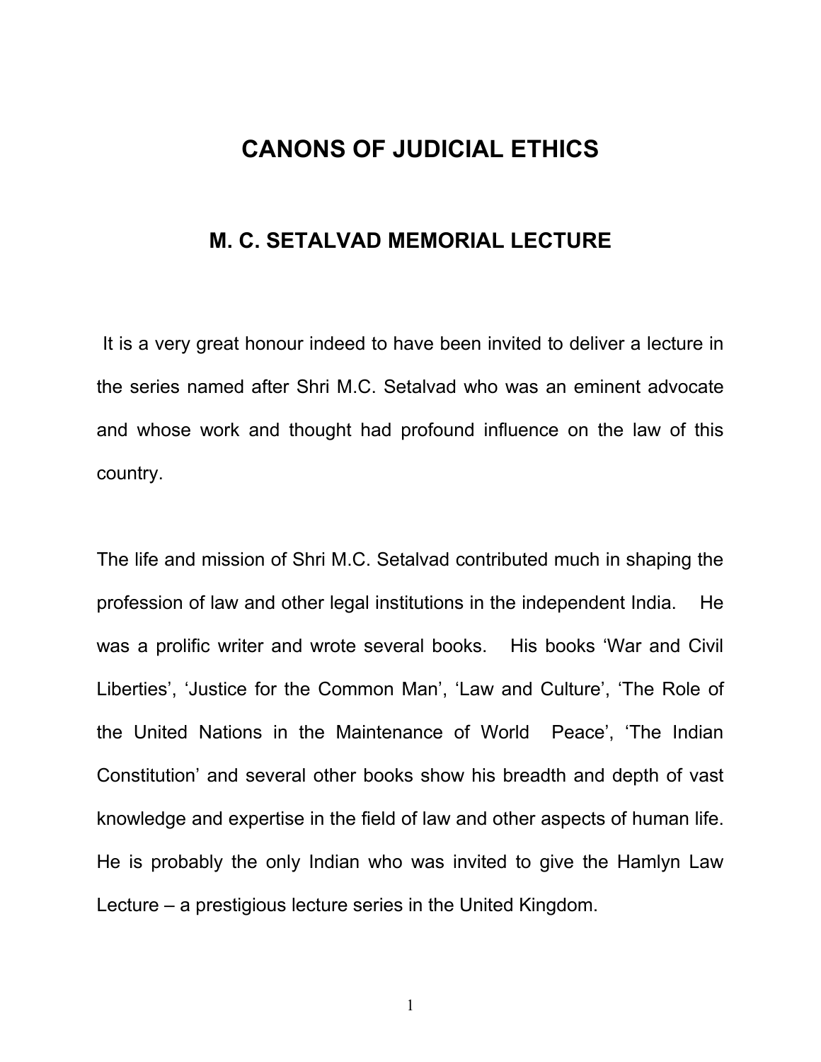# CANONS OF JUDICIAL ETHICS

## M. C. SETALVAD MEMORIAL LECTURE

It is a very great honour indeed to have been invited to deliver a lecture in the series named after Shri M.C. Setalvad who was an eminent advocate and whose work and thought had profound influence on the law of this country.

The life and mission of Shri M.C. Setalvad contributed much in shaping the profession of law and other legal institutions in the independent India. He was a prolific writer and wrote several books. His books 'War and Civil Liberties', 'Justice for the Common Man', 'Law and Culture', 'The Role of the United Nations in the Maintenance of World Peace', 'The Indian Constitution' and several other books show his breadth and depth of vast knowledge and expertise in the field of law and other aspects of human life. He is probably the only Indian who was invited to give the Hamlyn Law Lecture – a prestigious lecture series in the United Kingdom.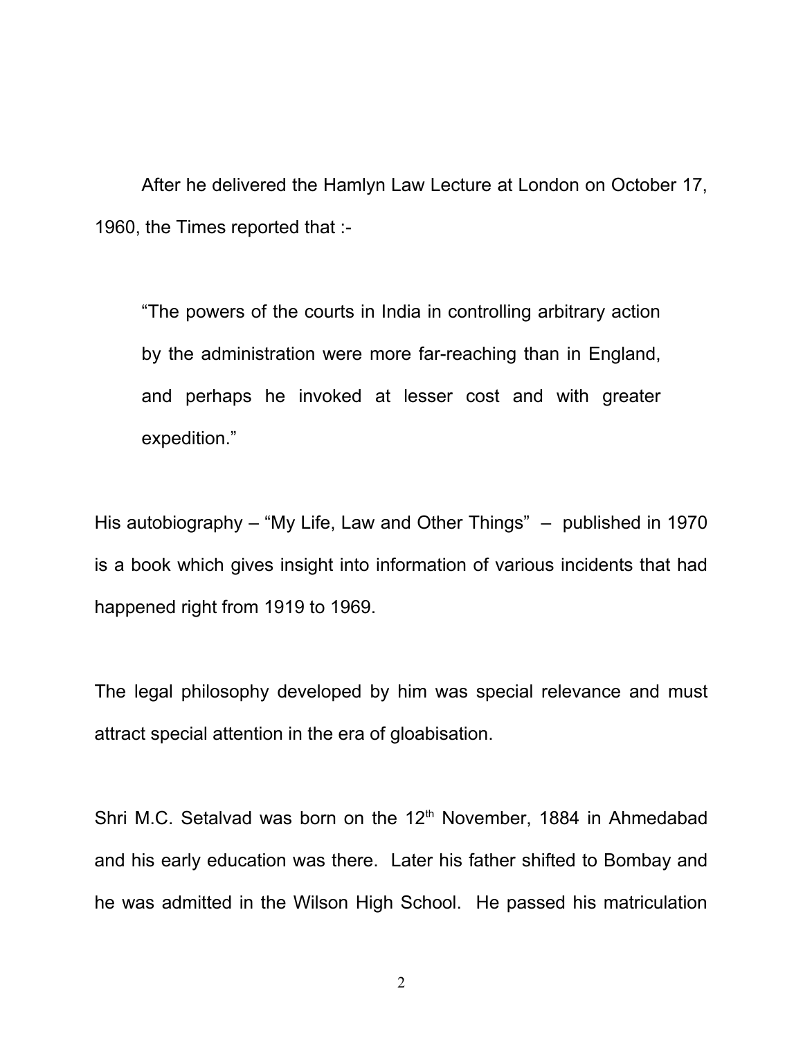After he delivered the Hamlyn Law Lecture at London on October 17, 1960, the Times reported that :-

> "The powers of the courts in India in controlling arbitrary action by the administration were more far-reaching than in England, and perhaps he invoked at lesser cost and with greater expedition."

His autobiography – "My Life, Law and Other Things" – published in 1970 is a book which gives insight into information of various incidents that had happened right from 1919 to 1969.

The legal philosophy developed by him was special relevance and must attract special attention in the era of gloabisation.

Shri M.C. Setalvad was born on the 12th November, 1884 in Ahmedabad and his early education was there. Later his father shifted to Bombay and he was admitted in the Wilson High School. He passed his matriculation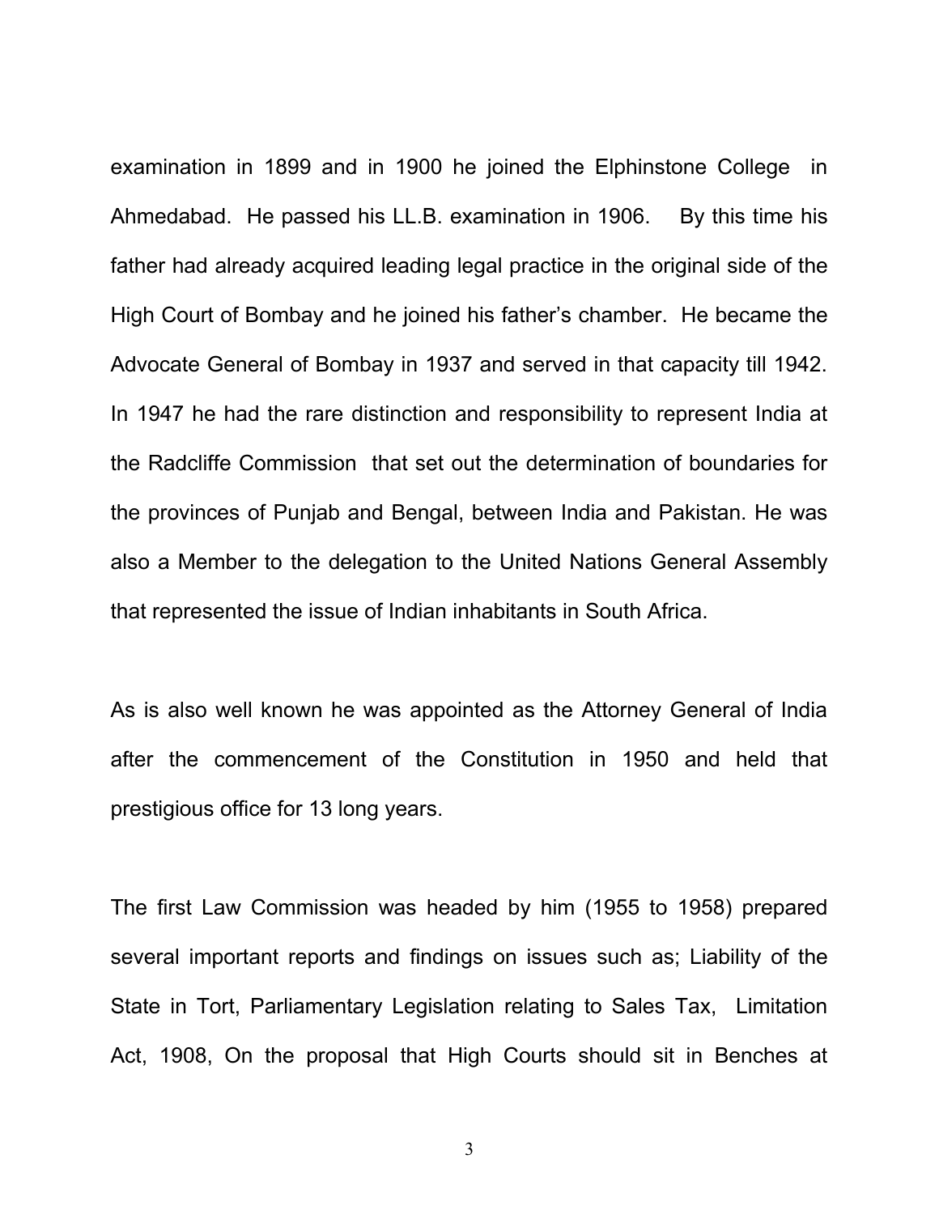examination in 1899 and in 1900 he joined the Elphinstone College in Ahmedabad. He passed his LL.B. examination in 1906. By this time his father had already acquired leading legal practice in the original side of the High Court of Bombay and he joined his father's chamber. He became the Advocate General of Bombay in 1937 and served in that capacity till 1942. In 1947 he had the rare distinction and responsibility to represent India at the Radcliffe Commission that set out the determination of boundaries for the provinces of Punjab and Bengal, between India and Pakistan. He was also a Member to the delegation to the United Nations General Assembly that represented the issue of Indian inhabitants in South Africa.

As is also well known he was appointed as the Attorney General of India after the commencement of the Constitution in 1950 and held that prestigious office for 13 long years.

The first Law Commission was headed by him (1955 to 1958) prepared several important reports and findings on issues such as; Liability of the State in Tort, Parliamentary Legislation relating to Sales Tax, Limitation Act, 1908, On the proposal that High Courts should sit in Benches at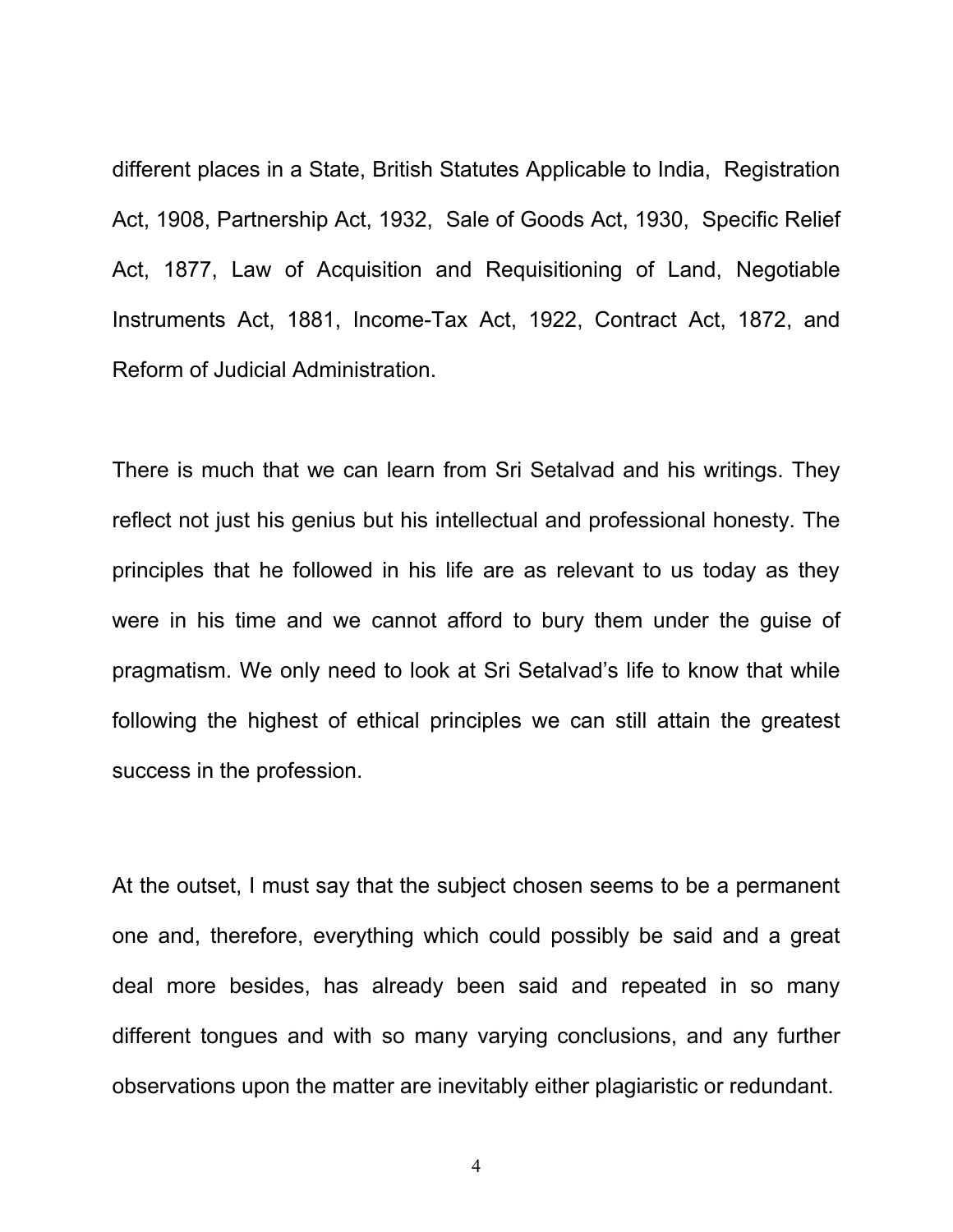different places in a State, British Statutes Applicable to India, Registration Act, 1908, Partnership Act, 1932, Sale of Goods Act, 1930, Specific Relief Act, 1877, Law of Acquisition and Requisitioning of Land, Negotiable Instruments Act, 1881, Income-Tax Act, 1922, Contract Act, 1872, and Reform of Judicial Administration.

There is much that we can learn from Sri Setalvad and his writings. They reflect not just his genius but his intellectual and professional honesty. The principles that he followed in his life are as relevant to us today as they were in his time and we cannot afford to bury them under the guise of pragmatism. We only need to look at Sri Setalvad's life to know that while following the highest of ethical principles we can still attain the greatest success in the profession.

At the outset, I must say that the subject chosen seems to be a permanent one and, therefore, everything which could possibly be said and a great deal more besides, has already been said and repeated in so many different tongues and with so many varying conclusions, and any further observations upon the matter are inevitably either plagiaristic or redundant.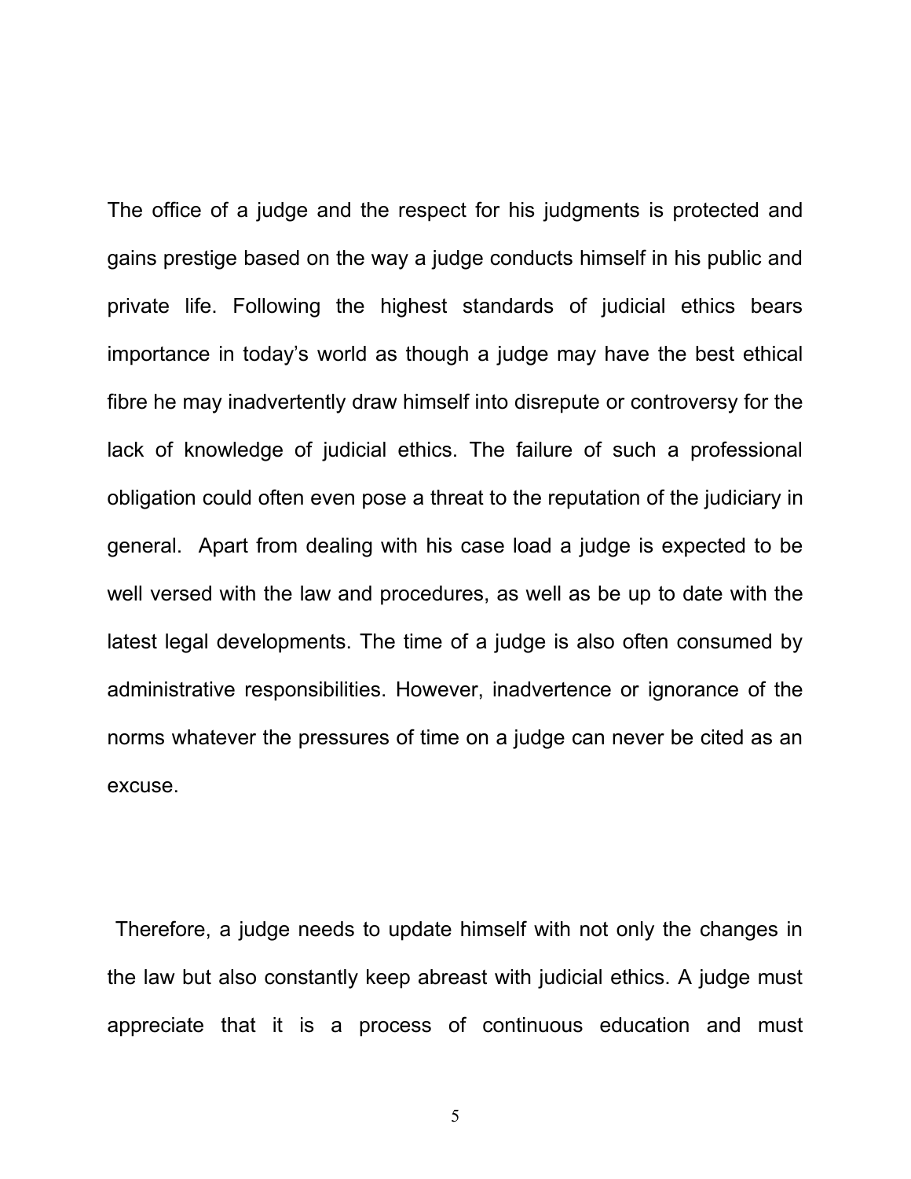The office of a judge and the respect for his judgments is protected and gains prestige based on the way a judge conducts himself in his public and private life. Following the highest standards of judicial ethics bears importance in today's world as though a judge may have the best ethical fibre he may inadvertently draw himself into disrepute or controversy for the lack of knowledge of judicial ethics. The failure of such a professional obligation could often even pose a threat to the reputation of the judiciary in general. Apart from dealing with his case load a judge is expected to be well versed with the law and procedures, as well as be up to date with the latest legal developments. The time of a judge is also often consumed by administrative responsibilities. However, inadvertence or ignorance of the norms whatever the pressures of time on a judge can never be cited as an excuse.

Therefore, a judge needs to update himself with not only the changes in the law but also constantly keep abreast with judicial ethics. A judge must appreciate that it is a process of continuous education and must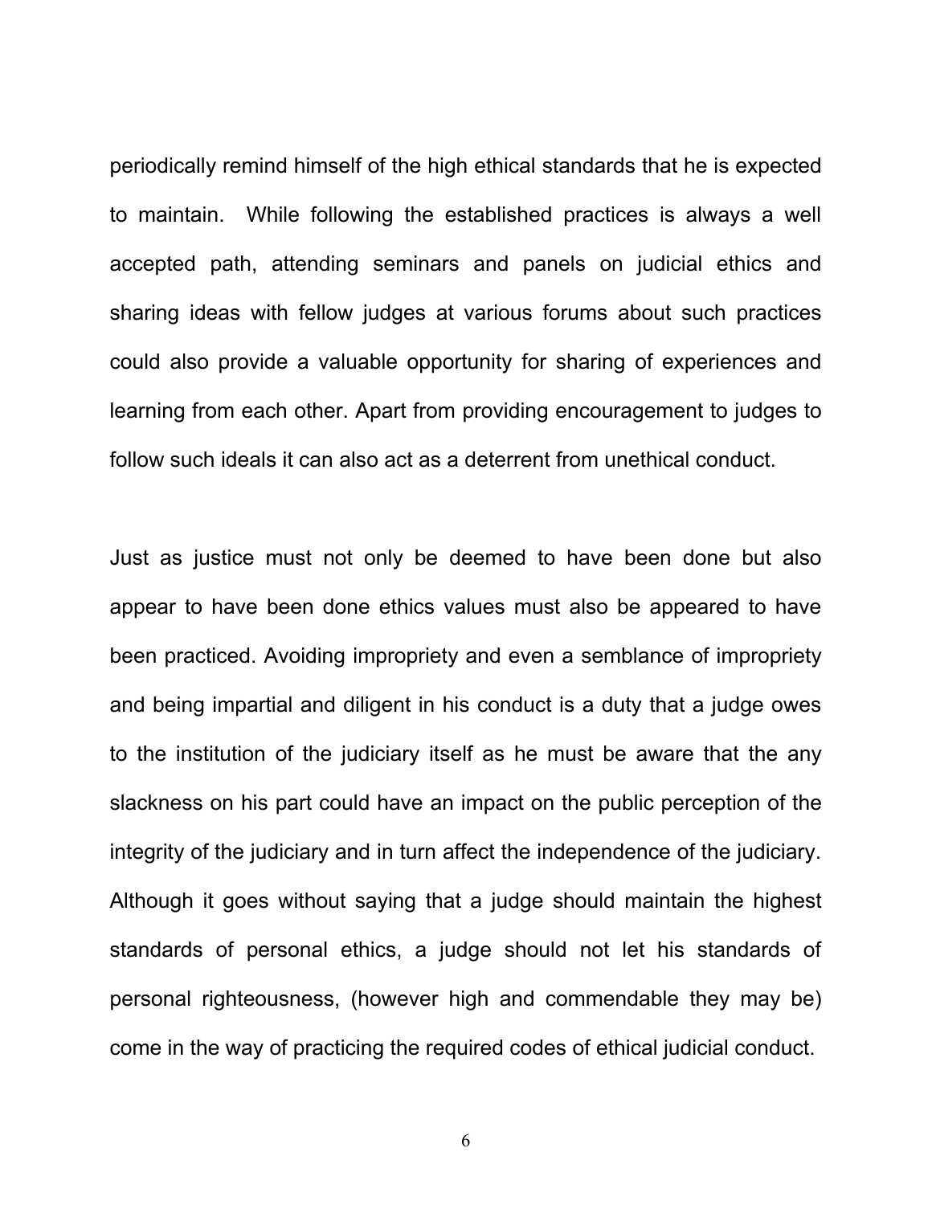periodically remind himself of the high ethical standards that he is expected to maintain. While following the established practices is always a well accepted path, attending seminars and panels on judicial ethics and sharing ideas with fellow judges at various forums about such practices could also provide a valuable opportunity for sharing of experiences and learning from each other. Apart from providing encouragement to judges to follow such ideals it can also act as a deterrent from unethical conduct.

Just as justice must not only be deemed to have been done but also appear to have been done ethics values must also be appeared to have been practiced. Avoiding impropriety and even a semblance of impropriety and being impartial and diligent in his conduct is a duty that a judge owes to the institution of the judiciary itself as he must be aware that the any slackness on his part could have an impact on the public perception of the integrity of the judiciary and in turn affect the independence of the judiciary. Although it goes without saying that a judge should maintain the highest standards of personal ethics, a judge should not let his standards of personal righteousness, (however high and commendable they may be) come in the way of practicing the required codes of ethical judicial conduct.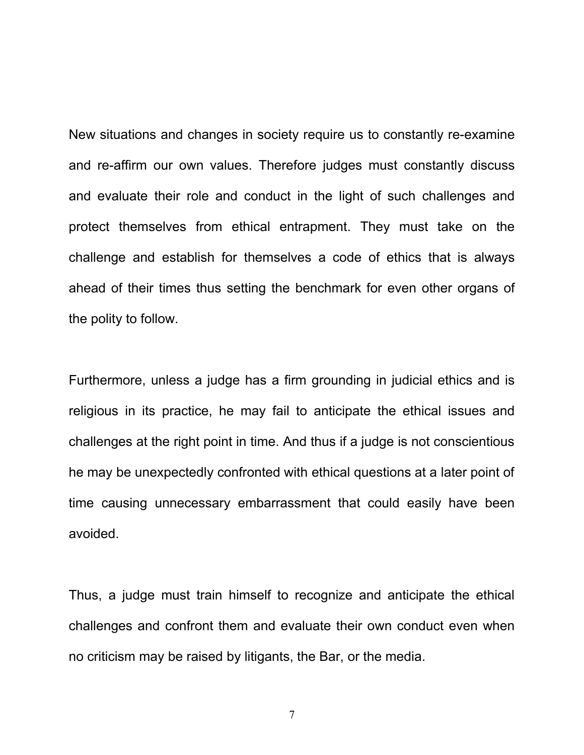New situations and changes in society require us to constantly re-examine and re-affirm our own values. Therefore judges must constantly discuss and evaluate their role and conduct in the light of such challenges and protect themselves from ethical entrapment. They must take on the challenge and establish for themselves a code of ethics that is always ahead of their times thus setting the benchmark for even other organs of the polity to follow.

Furthermore, unless a judge has a firm grounding in judicial ethics and is religious in its practice, he may fail to anticipate the ethical issues and challenges at the right point in time. And thus if a judge is not conscientious he may be unexpectedly confronted with ethical questions at a later point of time causing unnecessary embarrassment that could easily have been avoided.

Thus, a judge must train himself to recognize and anticipate the ethical challenges and confront them and evaluate their own conduct even when no criticism may be raised by litigants, the Bar, or the media.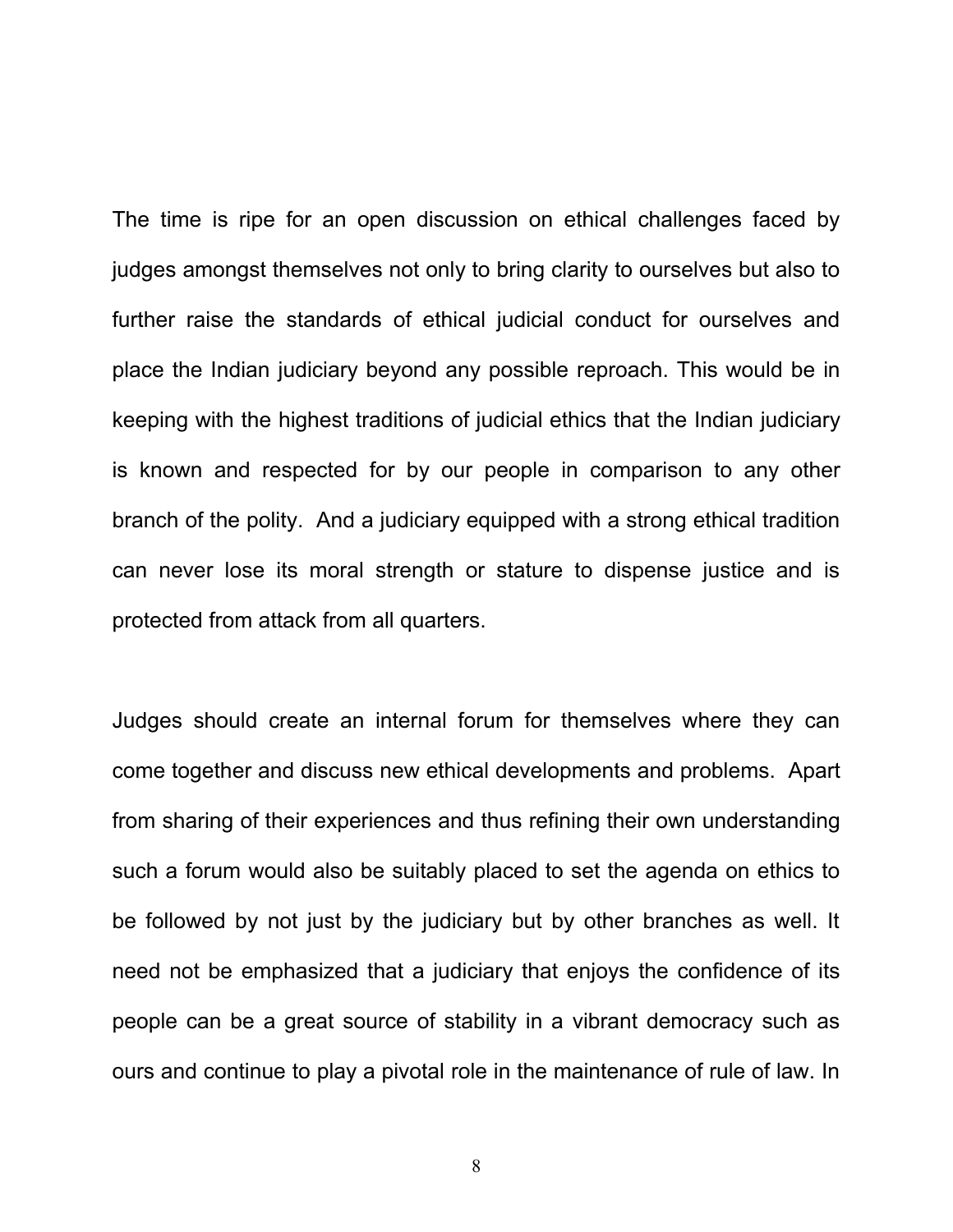The time is ripe for an open discussion on ethical challenges faced by judges amongst themselves not only to bring clarity to ourselves but also to further raise the standards of ethical judicial conduct for ourselves and place the Indian judiciary beyond any possible reproach. This would be in keeping with the highest traditions of judicial ethics that the Indian judiciary is known and respected for by our people in comparison to any other branch of the polity. And a judiciary equipped with a strong ethical tradition can never lose its moral strength or stature to dispense justice and is protected from attack from all quarters.

Judges should create an internal forum for themselves where they can come together and discuss new ethical developments and problems. Apart from sharing of their experiences and thus refining their own understanding such a forum would also be suitably placed to set the agenda on ethics to be followed by not just by the judiciary but by other branches as well. It need not be emphasized that a judiciary that enjoys the confidence of its people can be a great source of stability in a vibrant democracy such as ours and continue to play a pivotal role in the maintenance of rule of law. In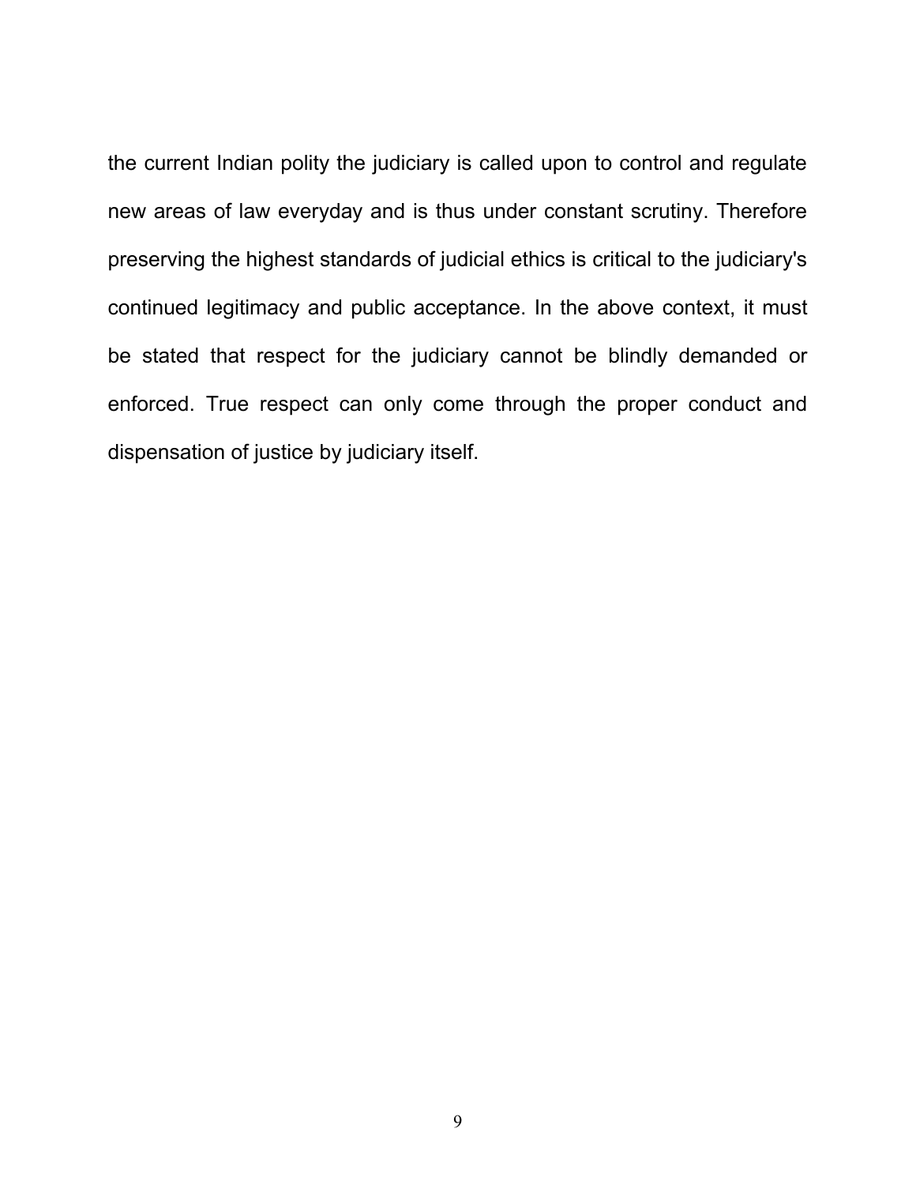the current Indian polity the judiciary is called upon to control and regulate new areas of law everyday and is thus under constant scrutiny. Therefore preserving the highest standards of judicial ethics is critical to the judiciary's continued legitimacy and public acceptance. In the above context, it must be stated that respect for the judiciary cannot be blindly demanded or enforced. True respect can only come through the proper conduct and dispensation of justice by judiciary itself.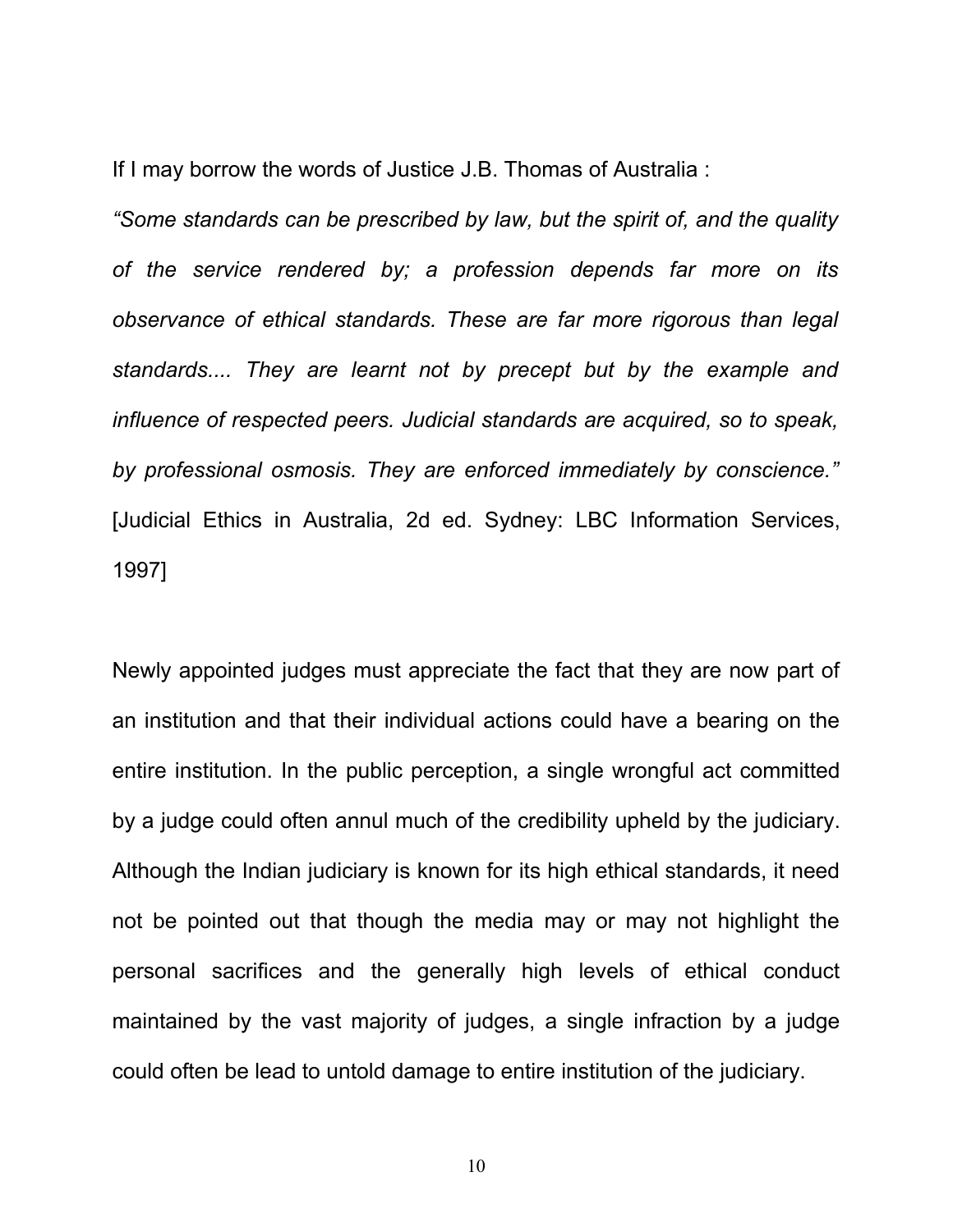If I may borrow the words of Justice J.B. Thomas of Australia :

*"Some standards can be prescribed by law, but the spirit of, and the quality of the service rendered by; a profession depends far more on its observance of ethical standards. These are far more rigorous than legal standards.... They are learnt not by precept but by the example and influence of respected peers. Judicial standards are acquired, so to speak, by professional osmosis. They are enforced immediately by conscience."* [Judicial Ethics in Australia, 2d ed. Sydney: LBC Information Services, 1997]

Newly appointed judges must appreciate the fact that they are now part of an institution and that their individual actions could have a bearing on the entire institution. In the public perception, a single wrongful act committed by a judge could often annul much of the credibility upheld by the judiciary. Although the Indian judiciary is known for its high ethical standards, it need not be pointed out that though the media may or may not highlight the personal sacrifices and the generally high levels of ethical conduct maintained by the vast majority of judges, a single infraction by a judge could often be lead to untold damage to entire institution of the judiciary.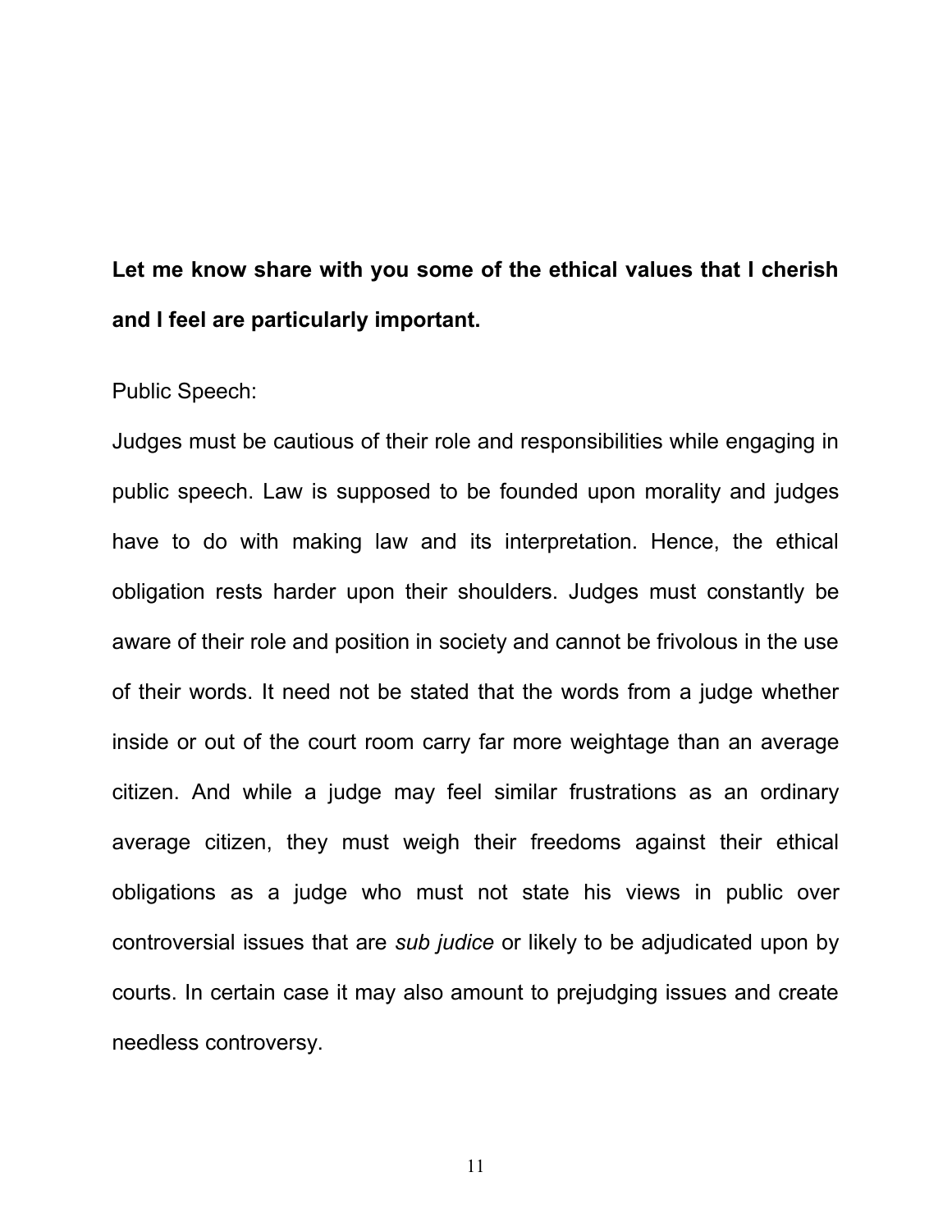**Let me know share with you some of the ethical values that I cherish and I feel are particularly important.**

Public Speech:

Judges must be cautious of their role and responsibilities while engaging in public speech. Law is supposed to be founded upon morality and judges have to do with making law and its interpretation. Hence, the ethical obligation rests harder upon their shoulders. Judges must constantly be aware of their role and position in society and cannot be frivolous in the use of their words. It need not be stated that the words from a judge whether inside or out of the court room carry far more weightage than an average citizen. And while a judge may feel similar frustrations as an ordinary average citizen, they must weigh their freedoms against their ethical obligations as a judge who must not state his views in public over controversial issues that are *sub judice* or likely to be adjudicated upon by courts. In certain case it may also amount to prejudging issues and create needless controversy.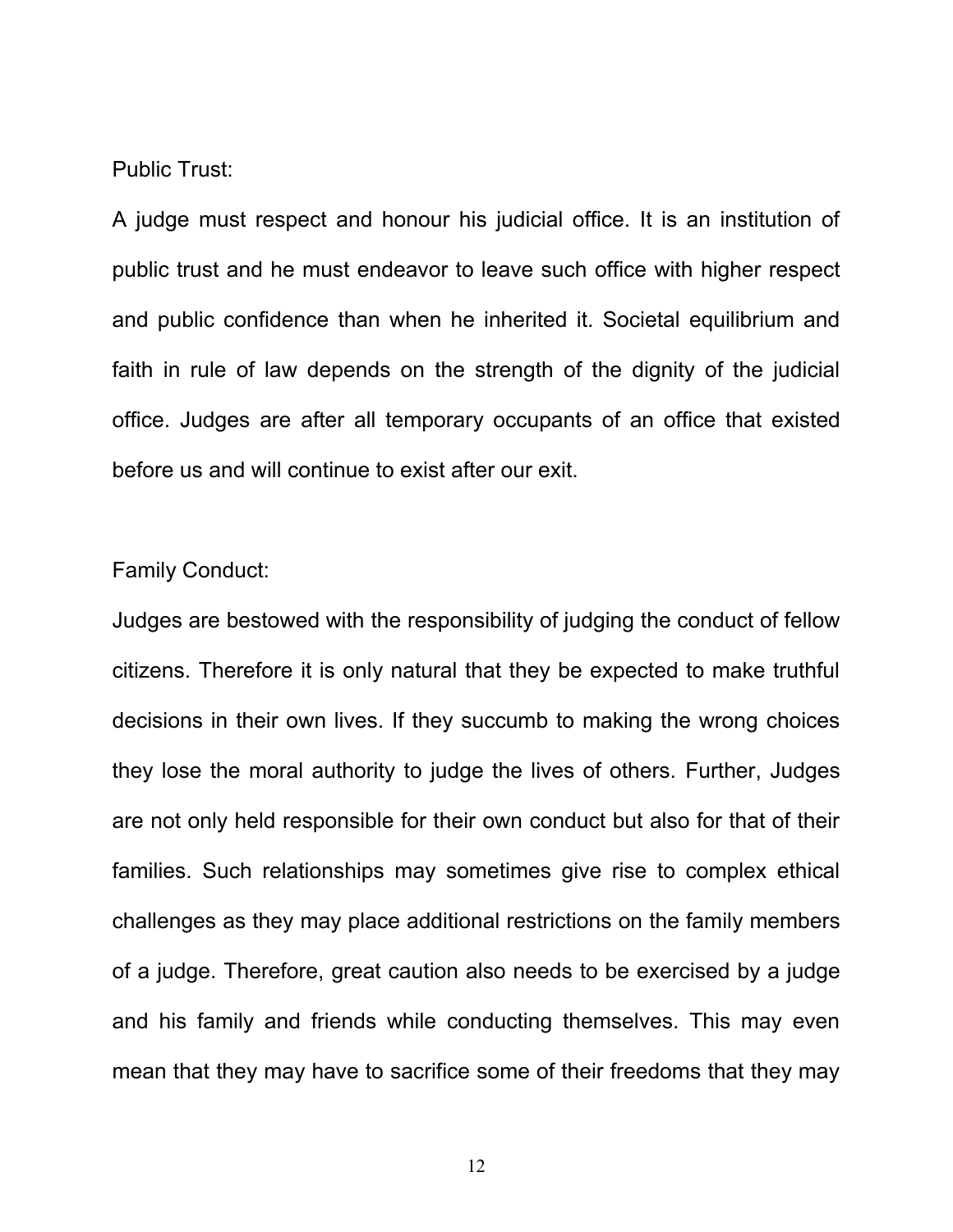Public Trust:

A judge must respect and honour his judicial office. It is an institution of public trust and he must endeavor to leave such office with higher respect and public confidence than when he inherited it. Societal equilibrium and faith in rule of law depends on the strength of the dignity of the judicial office. Judges are after all temporary occupants of an office that existed before us and will continue to exist after our exit.

Family Conduct:

Judges are bestowed with the responsibility of judging the conduct of fellow citizens. Therefore it is only natural that they be expected to make truthful decisions in their own lives. If they succumb to making the wrong choices they lose the moral authority to judge the lives of others. Further, Judges are not only held responsible for their own conduct but also for that of their families. Such relationships may sometimes give rise to complex ethical challenges as they may place additional restrictions on the family members of a judge. Therefore, great caution also needs to be exercised by a judge and his family and friends while conducting themselves. This may even mean that they may have to sacrifice some of their freedoms that they may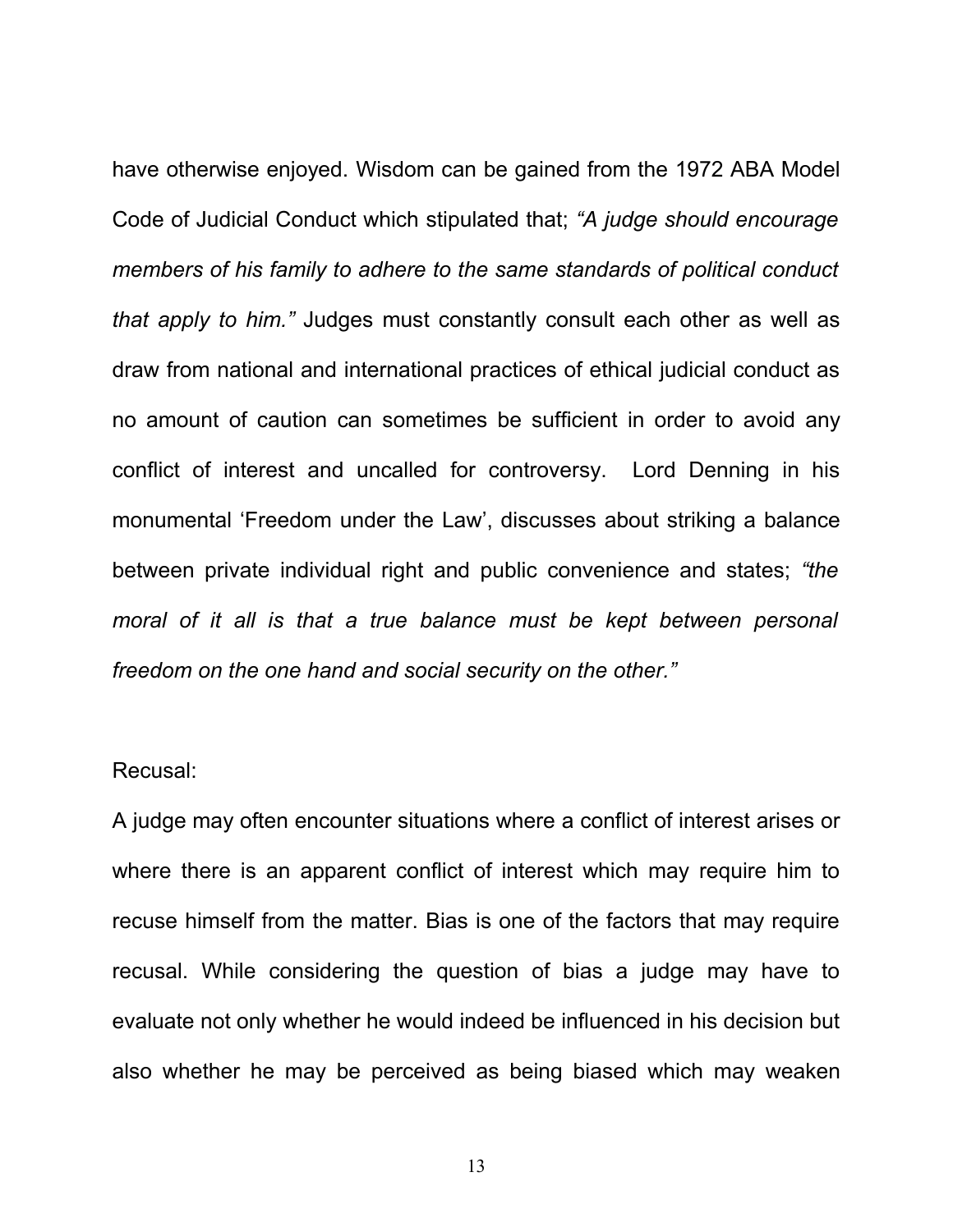have otherwise enjoyed. Wisdom can be gained from the 1972 ABA Model Code of Judicial Conduct which stipulated that; *"A judge should encourage members of his family to adhere to the same standards of political conduct that apply to him."* Judges must constantly consult each other as well as draw from national and international practices of ethical judicial conduct as no amount of caution can sometimes be sufficient in order to avoid any conflict of interest and uncalled for controversy. Lord Denning in his monumental 'Freedom under the Law', discusses about striking a balance between private individual right and public convenience and states; *"the moral of it all is that a true balance must be kept between personal freedom on the one hand and social security on the other."*

Recusal:

A judge may often encounter situations where a conflict of interest arises or where there is an apparent conflict of interest which may require him to recuse himself from the matter. Bias is one of the factors that may require recusal. While considering the question of bias a judge may have to evaluate not only whether he would indeed be influenced in his decision but also whether he may be perceived as being biased which may weaken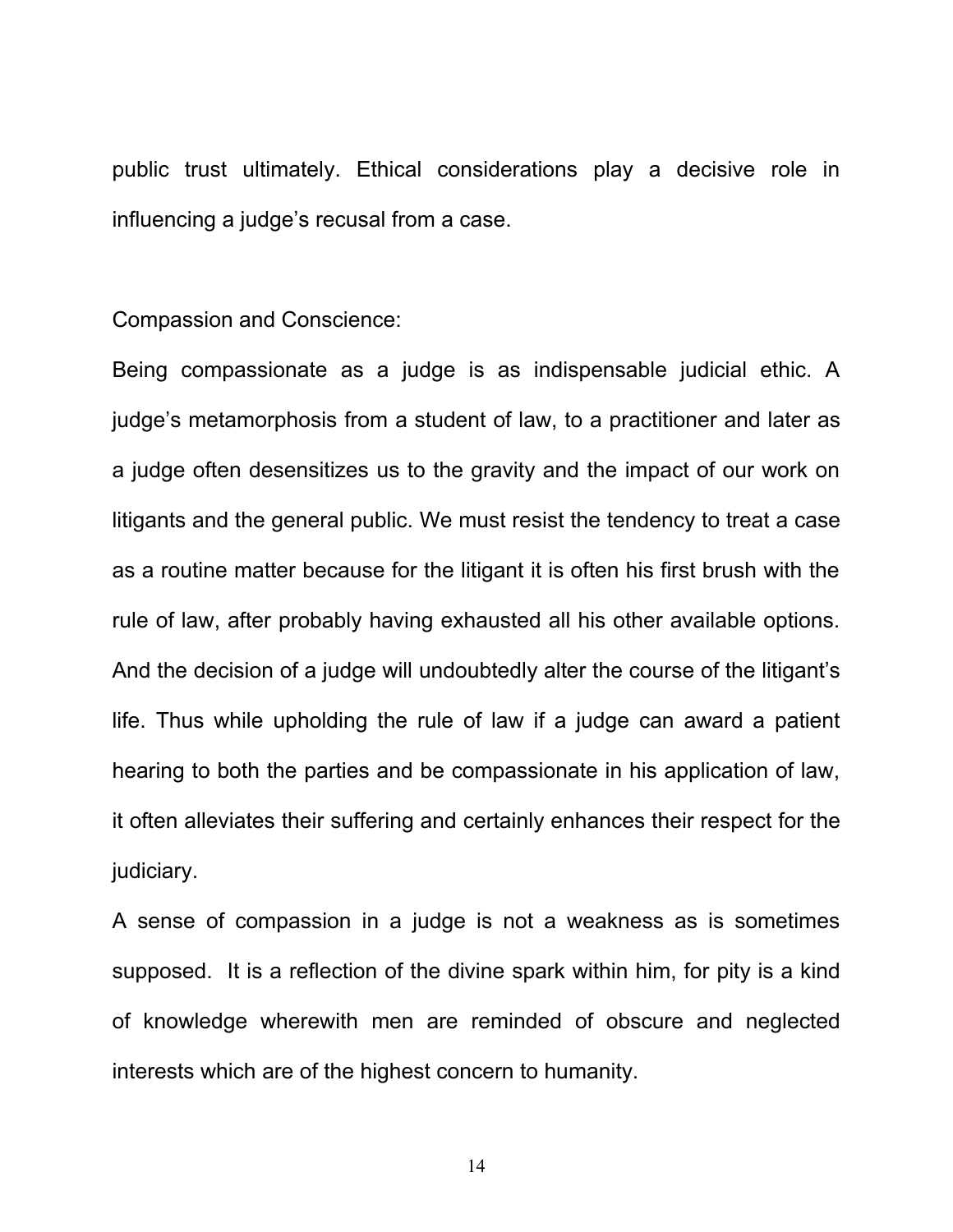public trust ultimately. Ethical considerations play a decisive role in influencing a judge's recusal from a case.

Compassion and Conscience:

Being compassionate as a judge is as indispensable judicial ethic. A judge's metamorphosis from a student of law, to a practitioner and later as a judge often desensitizes us to the gravity and the impact of our work on litigants and the general public. We must resist the tendency to treat a case as a routine matter because for the litigant it is often his first brush with the rule of law, after probably having exhausted all his other available options. And the decision of a judge will undoubtedly alter the course of the litigant's life. Thus while upholding the rule of law if a judge can award a patient hearing to both the parties and be compassionate in his application of law, it often alleviates their suffering and certainly enhances their respect for the judiciary.

A sense of compassion in a judge is not a weakness as is sometimes supposed. It is a reflection of the divine spark within him, for pity is a kind of knowledge wherewith men are reminded of obscure and neglected interests which are of the highest concern to humanity.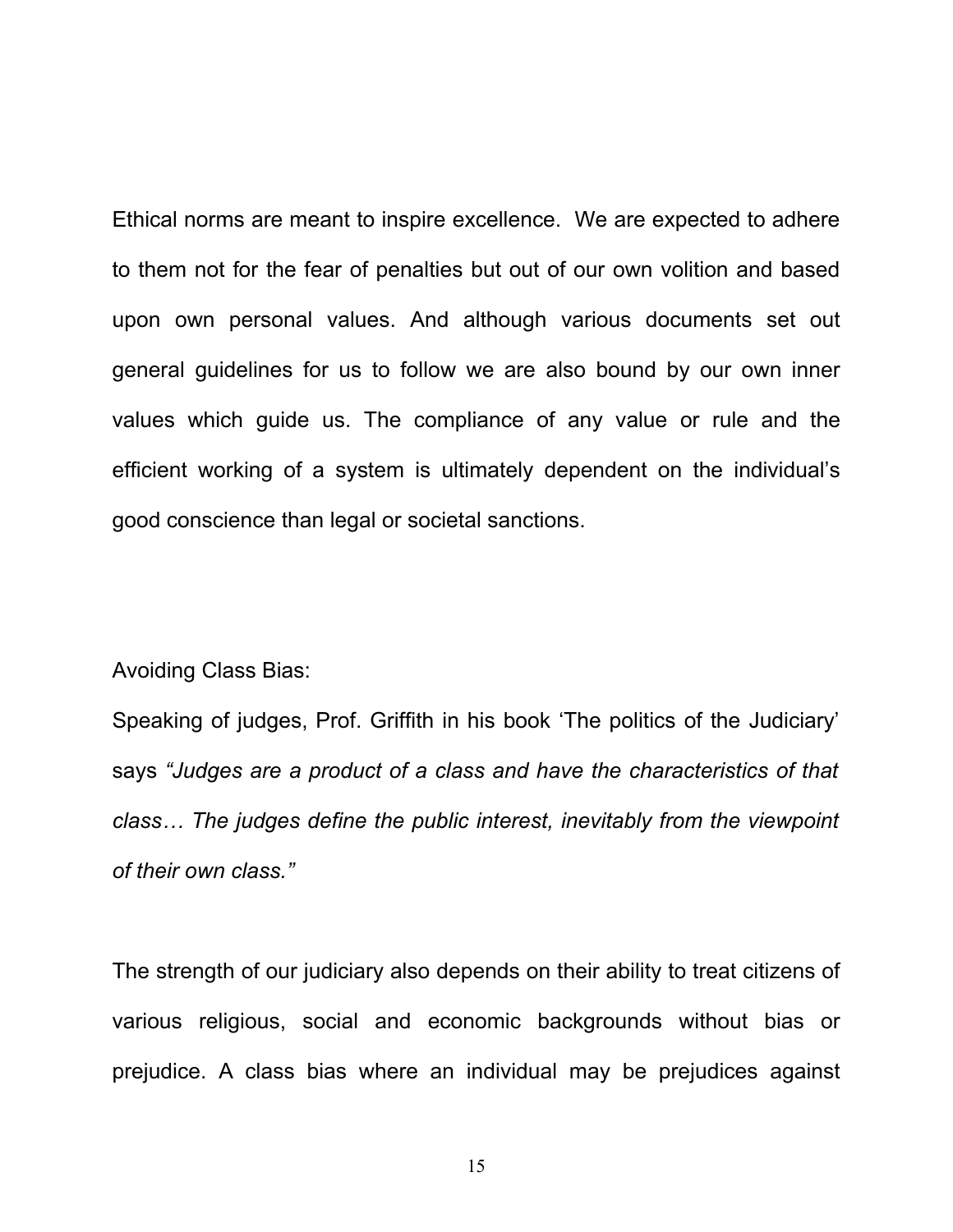Ethical norms are meant to inspire excellence. We are expected to adhere to them not for the fear of penalties but out of our own volition and based upon own personal values. And although various documents set out general guidelines for us to follow we are also bound by our own inner values which guide us. The compliance of any value or rule and the efficient working of a system is ultimately dependent on the individual's good conscience than legal or societal sanctions.

Avoiding Class Bias:

Speaking of judges, Prof. Griffith in his book 'The politics of the Judiciary' says *"Judges are a product of a class and have the characteristics of that class… The judges define the public interest, inevitably from the viewpoint of their own class."*

The strength of our judiciary also depends on their ability to treat citizens of various religious, social and economic backgrounds without bias or prejudice. A class bias where an individual may be prejudices against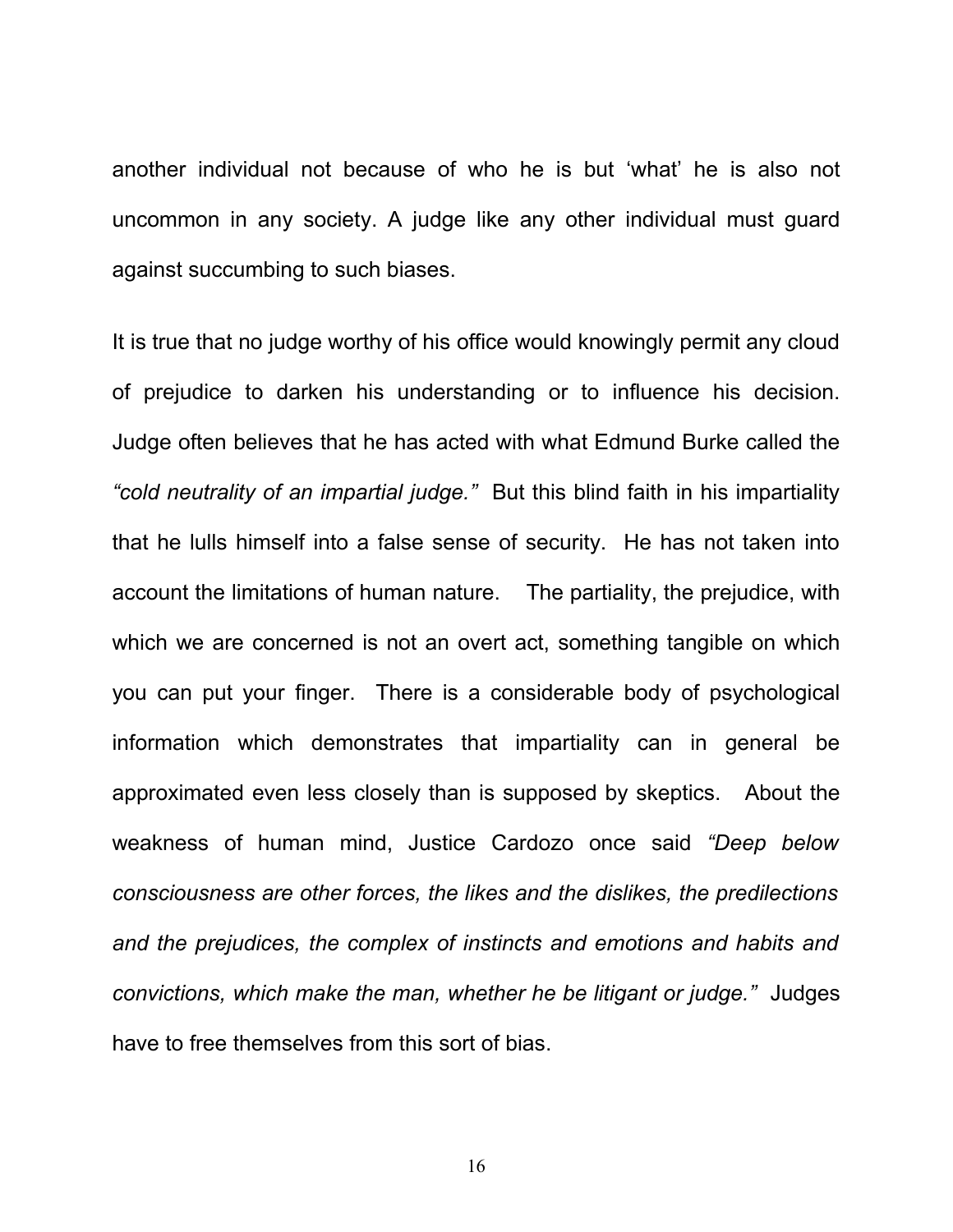another individual not because of who he is but ‘what’ he is also not uncommon in any society. A judge like any other individual must guard against succumbing to such biases.

It is true that no judge worthy of his office would knowingly permit any cloud of prejudice to darken his understanding or to influence his decision. Judge often believes that he has acted with what Edmund Burke called the *“cold neutrality of an impartial judge.”* But this blind faith in his impartiality that he lulls himself into a false sense of security. He has not taken into account the limitations of human nature. The partiality, the prejudice, with which we are concerned is not an overt act, something tangible on which you can put your finger. There is a considerable body of psychological information which demonstrates that impartiality can in general be approximated even less closely than is supposed by skeptics. About the weakness of human mind, Justice Cardozo once said *“Deep below consciousness are other forces, the likes and the dislikes, the predilections and the prejudices, the complex of instincts and emotions and habits and convictions, which make the man, whether he be litigant or judge.”* Judges have to free themselves from this sort of bias.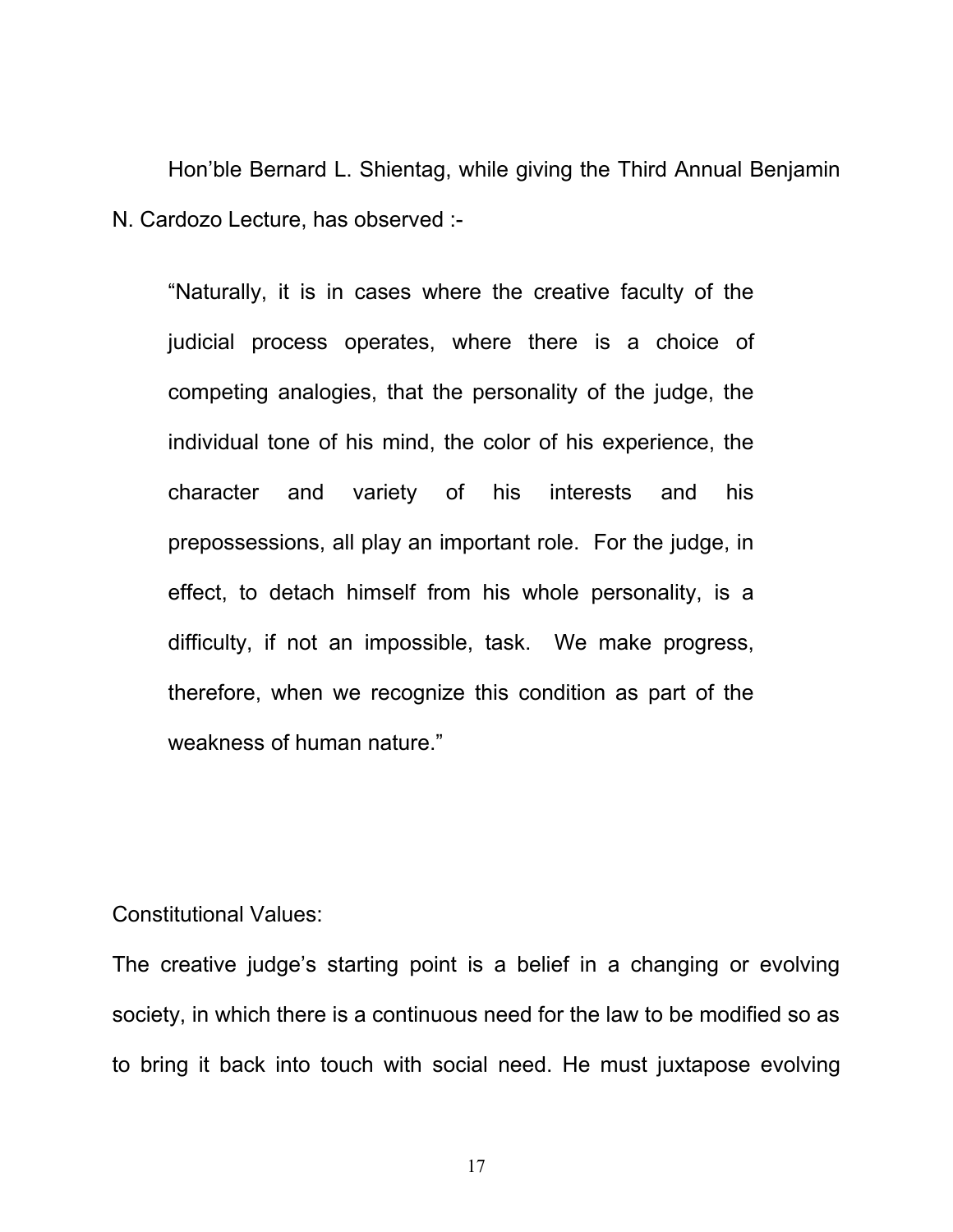Hon'ble Bernard L. Shientag, while giving the Third Annual Benjamin N. Cardozo Lecture, has observed :-

> "Naturally, it is in cases where the creative faculty of the judicial process operates, where there is a choice of competing analogies, that the personality of the judge, the individual tone of his mind, the color of his experience, the character and variety of his interests and his prepossessions, all play an important role. For the judge, in effect, to detach himself from his whole personality, is a difficulty, if not an impossible, task. We make progress, therefore, when we recognize this condition as part of the weakness of human nature."

Constitutional Values:

The creative judge's starting point is a belief in a changing or evolving society, in which there is a continuous need for the law to be modified so as to bring it back into touch with social need. He must juxtapose evolving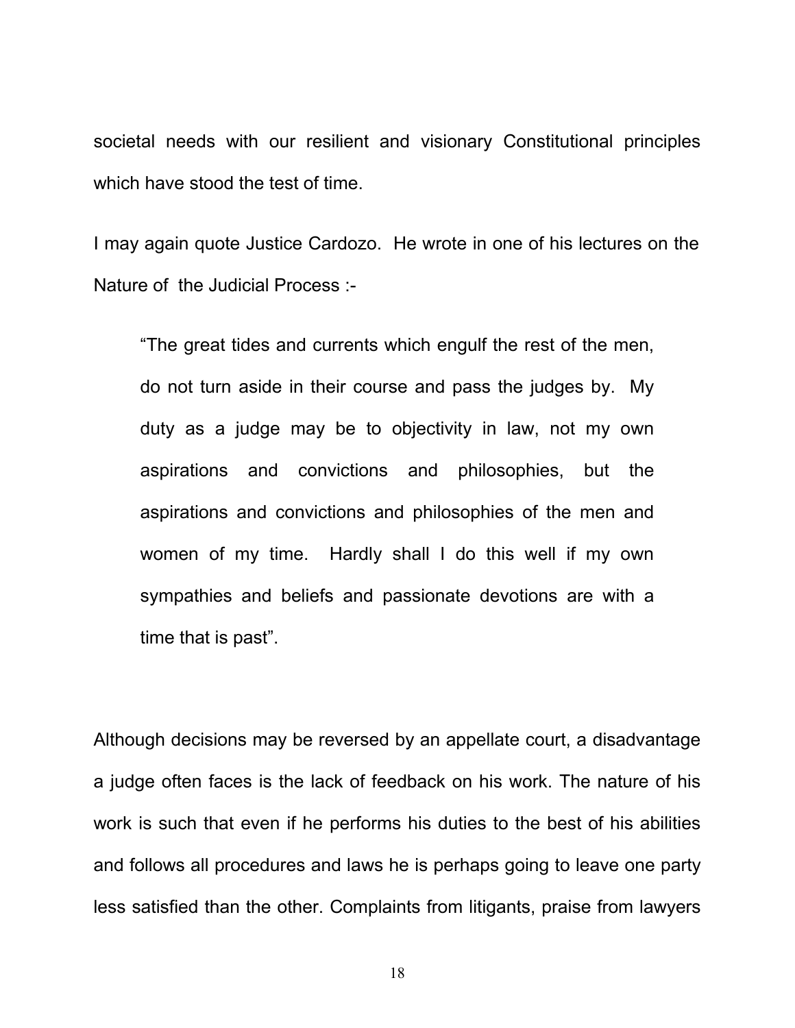societal needs with our resilient and visionary Constitutional principles which have stood the test of time.

I may again quote Justice Cardozo. He wrote in one of his lectures on the Nature of the Judicial Process :-

> "The great tides and currents which engulf the rest of the men, do not turn aside in their course and pass the judges by. My duty as a judge may be to objectivity in law, not my own aspirations and convictions and philosophies, but the aspirations and convictions and philosophies of the men and women of my time. Hardly shall I do this well if my own sympathies and beliefs and passionate devotions are with a time that is past".

Although decisions may be reversed by an appellate court, a disadvantage a judge often faces is the lack of feedback on his work. The nature of his work is such that even if he performs his duties to the best of his abilities and follows all procedures and laws he is perhaps going to leave one party less satisfied than the other. Complaints from litigants, praise from lawyers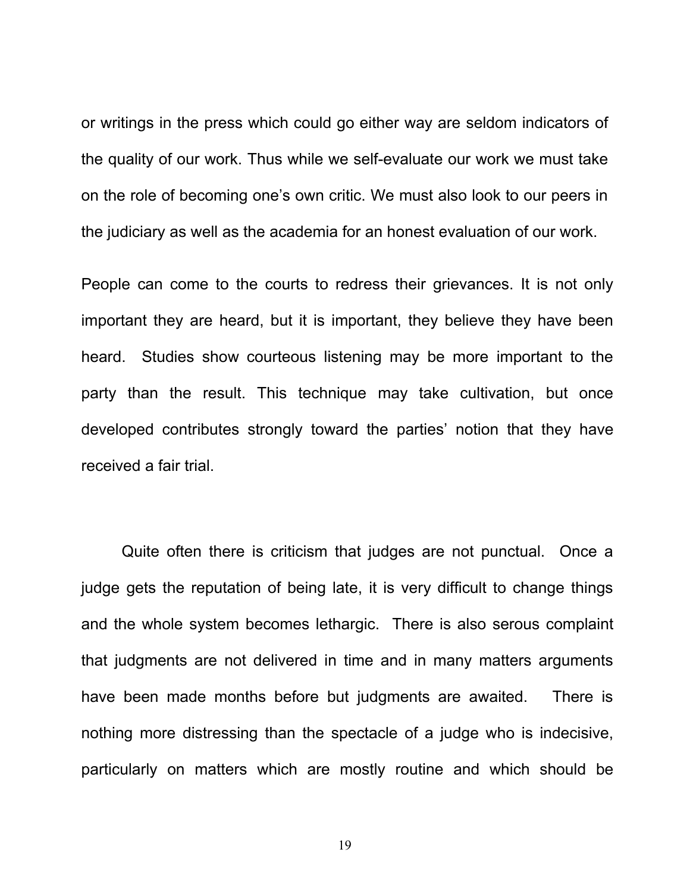or writings in the press which could go either way are seldom indicators of the quality of our work. Thus while we self-evaluate our work we must take on the role of becoming one's own critic. We must also look to our peers in the judiciary as well as the academia for an honest evaluation of our work.

People can come to the courts to redress their grievances. It is not only important they are heard, but it is important, they believe they have been heard. Studies show courteous listening may be more important to the party than the result. This technique may take cultivation, but once developed contributes strongly toward the parties' notion that they have received a fair trial.

Quite often there is criticism that judges are not punctual. Once a judge gets the reputation of being late, it is very difficult to change things and the whole system becomes lethargic. There is also serous complaint that judgments are not delivered in time and in many matters arguments have been made months before but judgments are awaited. There is nothing more distressing than the spectacle of a judge who is indecisive, particularly on matters which are mostly routine and which should be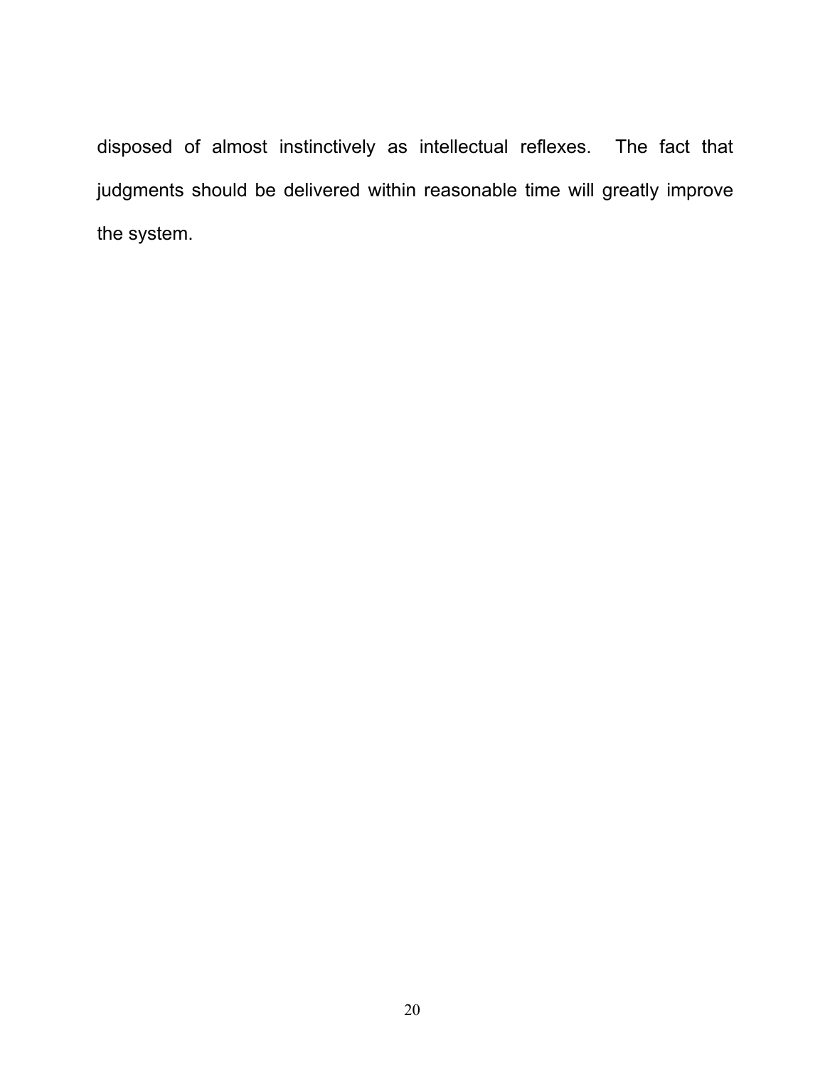disposed of almost instinctively as intellectual reflexes. The fact that judgments should be delivered within reasonable time will greatly improve the system.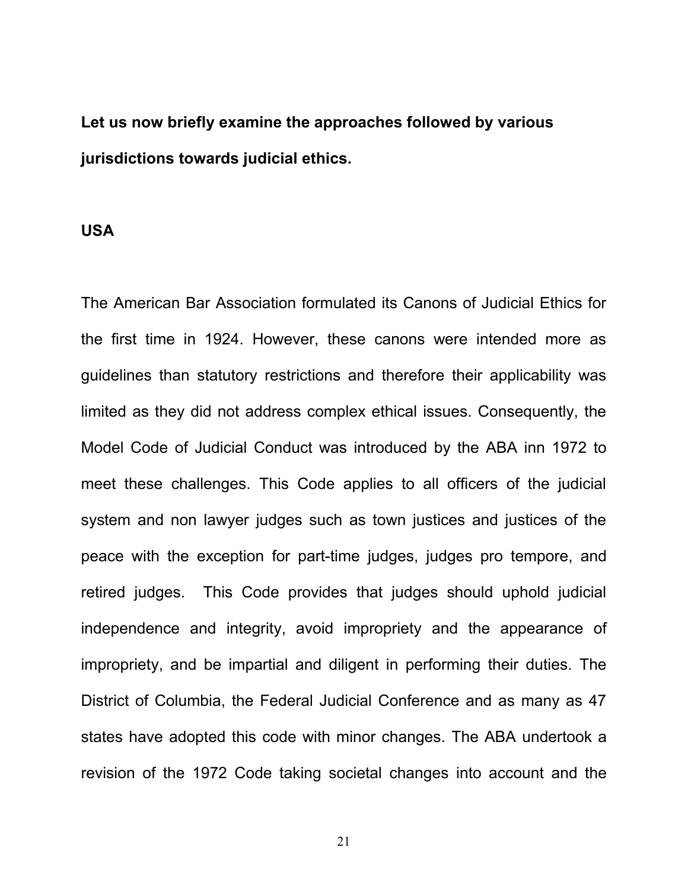**Let us now briefly examine the approaches followed by various jurisdictions towards judicial ethics.**

**USA**

The American Bar Association formulated its Canons of Judicial Ethics for the first time in 1924. However, these canons were intended more as guidelines than statutory restrictions and therefore their applicability was limited as they did not address complex ethical issues. Consequently, the Model Code of Judicial Conduct was introduced by the ABA inn 1972 to meet these challenges. This Code applies to all officers of the judicial system and non lawyer judges such as town justices and justices of the peace with the exception for part-time judges, judges pro tempore, and retired judges. This Code provides that judges should uphold judicial independence and integrity, avoid impropriety and the appearance of impropriety, and be impartial and diligent in performing their duties. The District of Columbia, the Federal Judicial Conference and as many as 47 states have adopted this code with minor changes. The ABA undertook a revision of the 1972 Code taking societal changes into account and the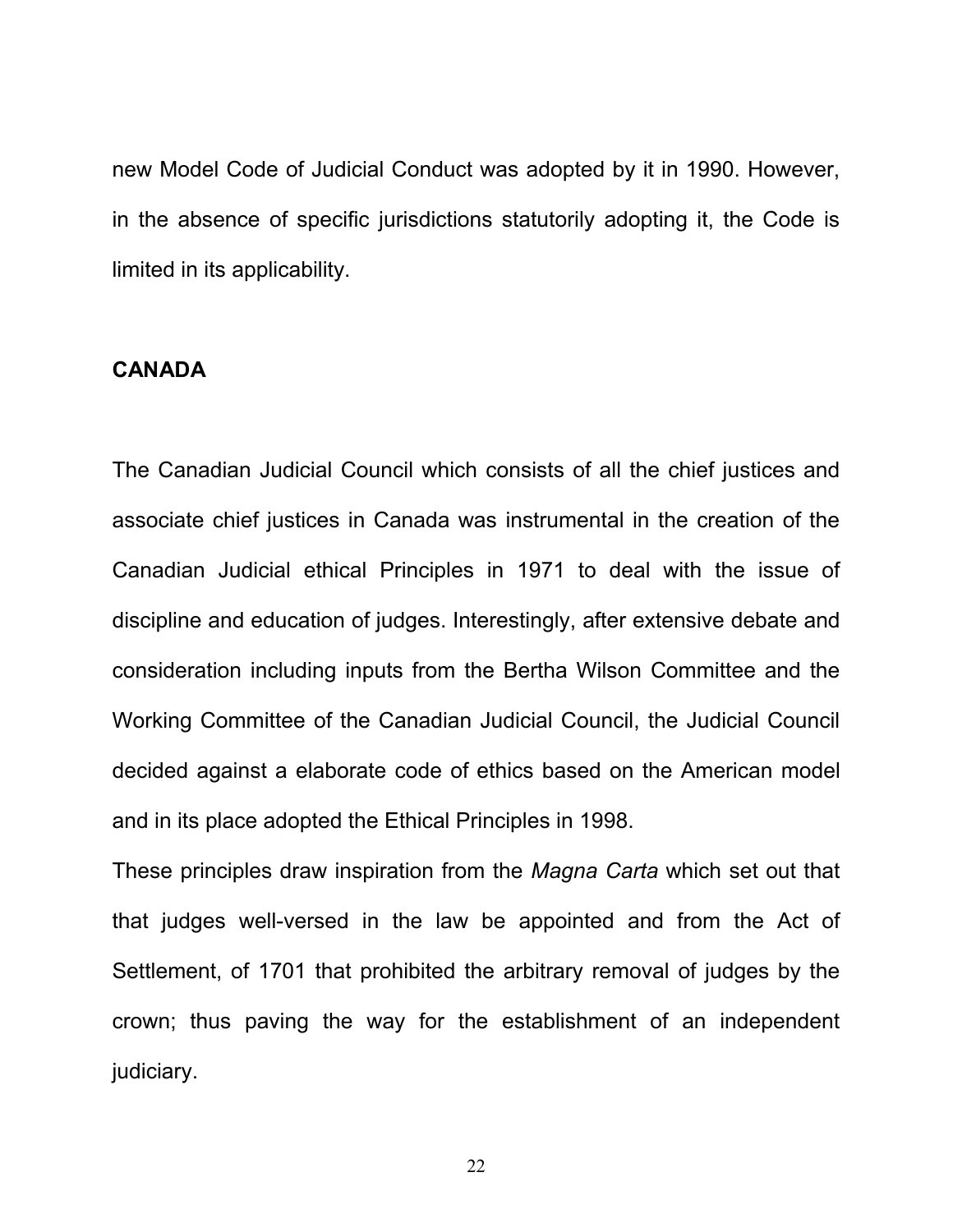new Model Code of Judicial Conduct was adopted by it in 1990. However, in the absence of specific jurisdictions statutorily adopting it, the Code is limited in its applicability.

## CANADA

The Canadian Judicial Council which consists of all the chief justices and associate chief justices in Canada was instrumental in the creation of the Canadian Judicial ethical Principles in 1971 to deal with the issue of discipline and education of judges. Interestingly, after extensive debate and consideration including inputs from the Bertha Wilson Committee and the Working Committee of the Canadian Judicial Council, the Judicial Council decided against a elaborate code of ethics based on the American model and in its place adopted the Ethical Principles in 1998.

These principles draw inspiration from the *Magna Carta* which set out that that judges well-versed in the law be appointed and from the Act of Settlement, of 1701 that prohibited the arbitrary removal of judges by the crown; thus paving the way for the establishment of an independent judiciary.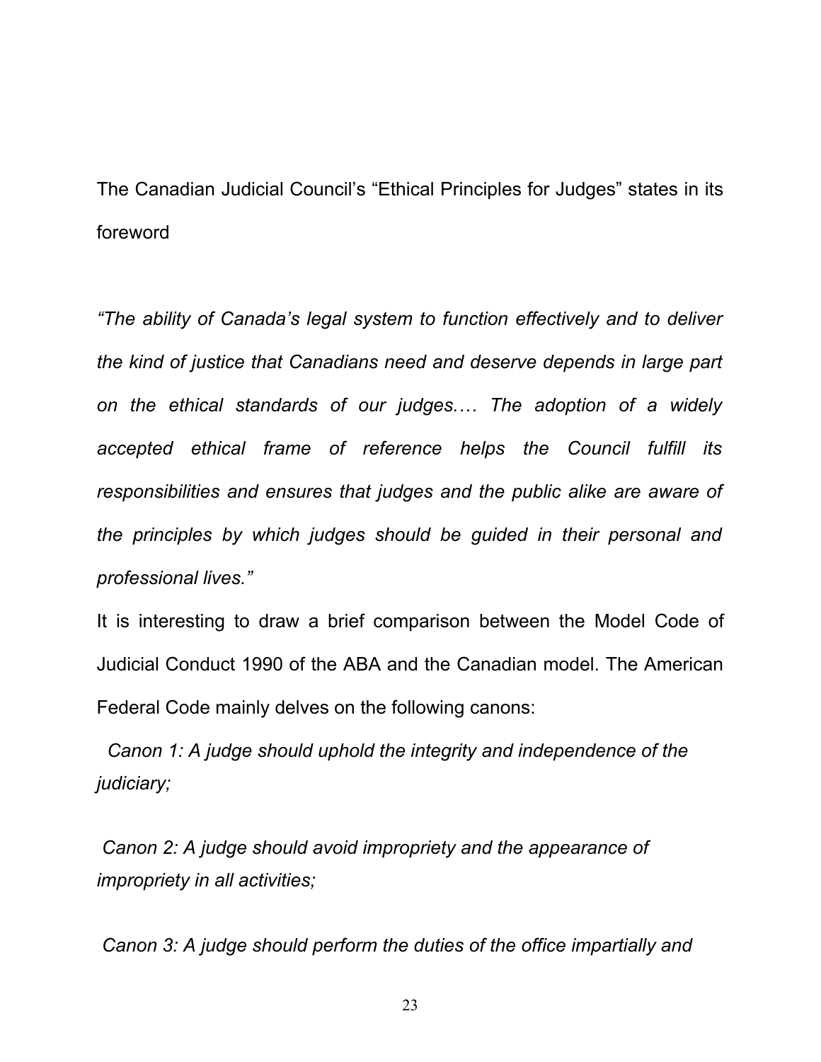The Canadian Judicial Council's "Ethical Principles for Judges" states in its foreword

*"The ability of Canada's legal system to function effectively and to deliver the kind of justice that Canadians need and deserve depends in large part on the ethical standards of our judges.… The adoption of a widely accepted ethical frame of reference helps the Council fulfill its responsibilities and ensures that judges and the public alike are aware of the principles by which judges should be guided in their personal and professional lives."*

It is interesting to draw a brief comparison between the Model Code of Judicial Conduct 1990 of the ABA and the Canadian model. The American Federal Code mainly delves on the following canons:

*Canon 1: A judge should uphold the integrity and independence of the judiciary;*

*Canon 2: A judge should avoid impropriety and the appearance of impropriety in all activities;*

*Canon 3: A judge should perform the duties of the office impartially and*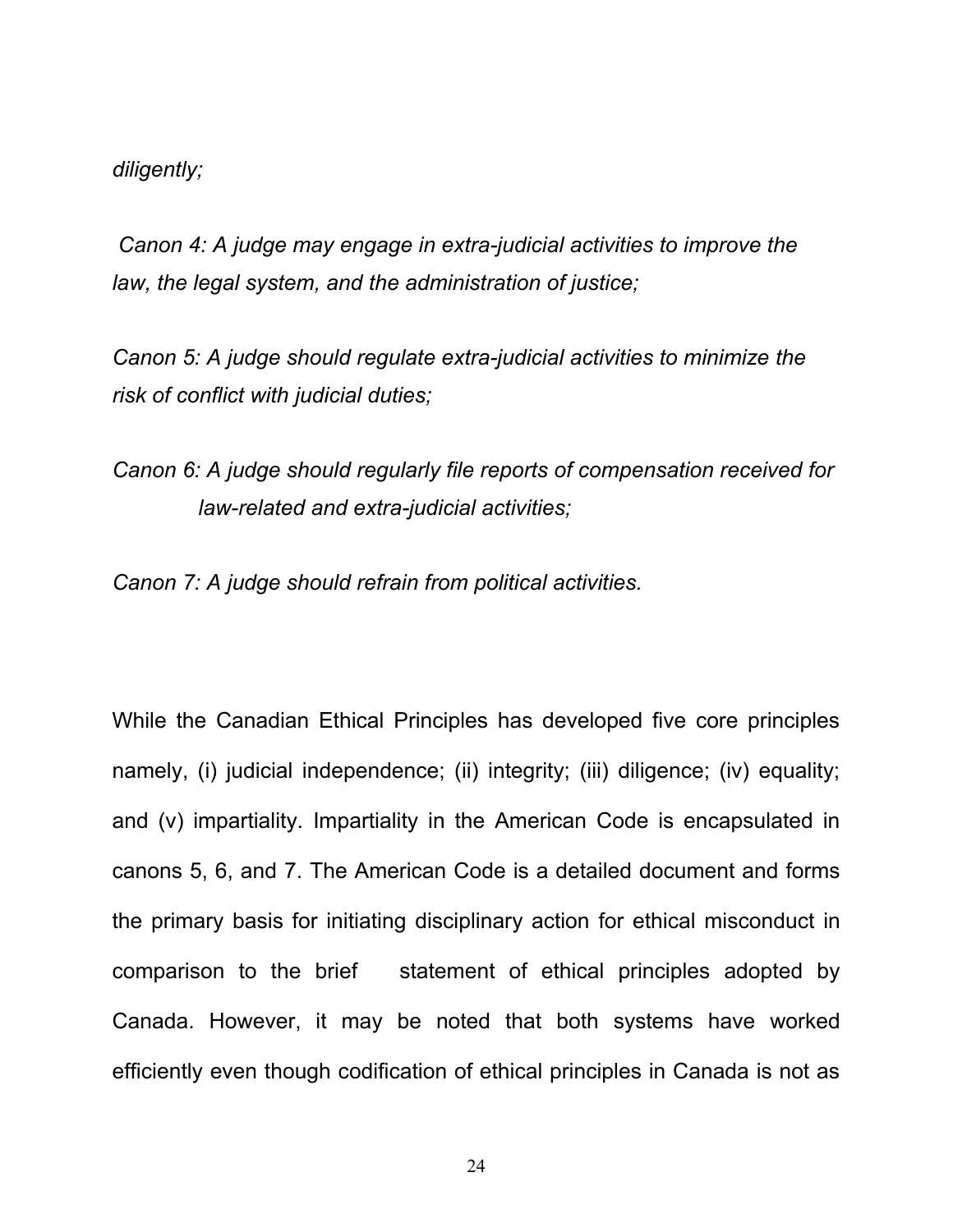*diligently;*

*Canon 4: A judge may engage in extra-judicial activities to improve the law, the legal system, and the administration of justice;*

*Canon 5: A judge should regulate extra-judicial activities to minimize the risk of conflict with judicial duties;*

*Canon 6: A judge should regularly file reports of compensation received for law-related and extra-judicial activities;*

*Canon 7: A judge should refrain from political activities.*

While the Canadian Ethical Principles has developed five core principles namely, (i) judicial independence; (ii) integrity; (iii) diligence; (iv) equality; and (v) impartiality. Impartiality in the American Code is encapsulated in canons 5, 6, and 7. The American Code is a detailed document and forms the primary basis for initiating disciplinary action for ethical misconduct in comparison to the brief statement of ethical principles adopted by Canada. However, it may be noted that both systems have worked efficiently even though codification of ethical principles in Canada is not as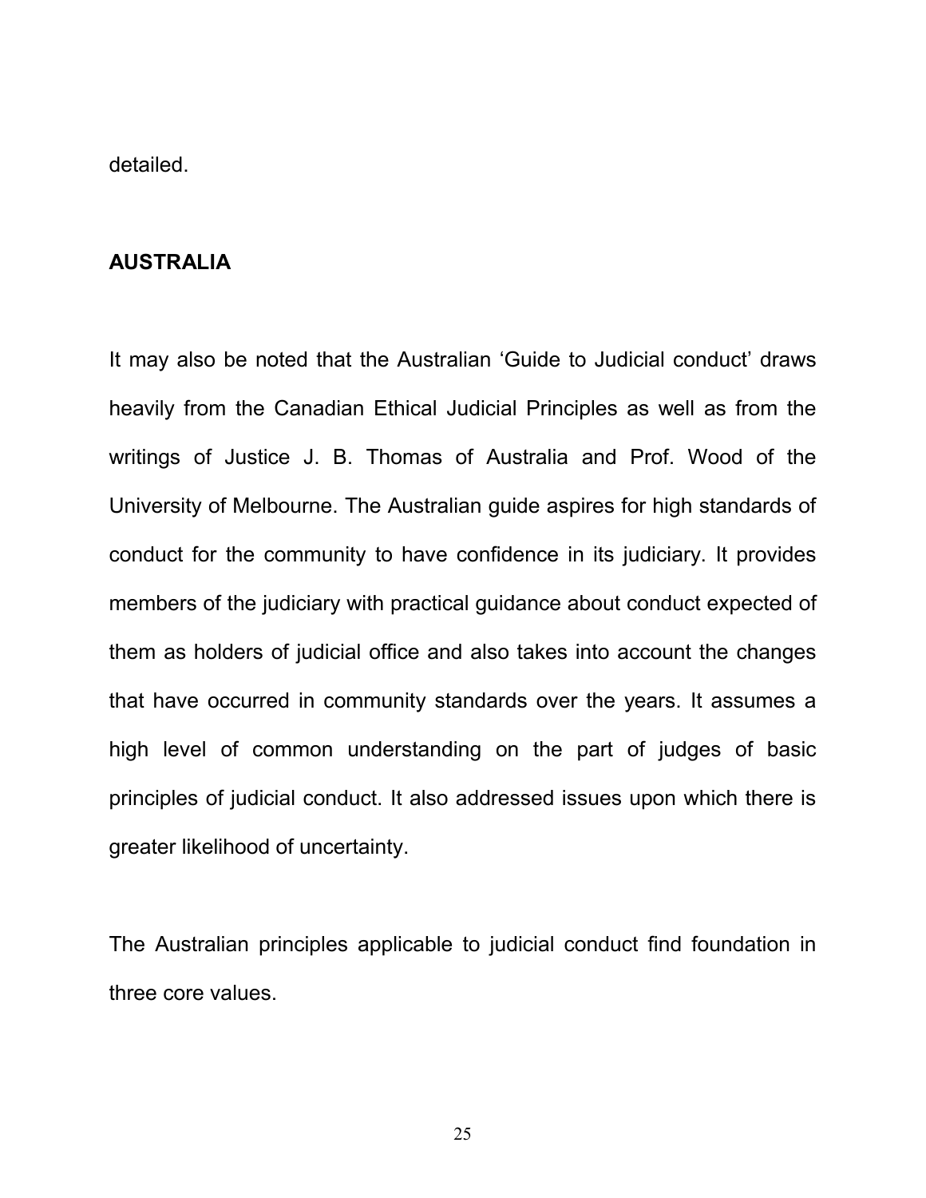detailed.

## AUSTRALIA

It may also be noted that the Australian 'Guide to Judicial conduct' draws heavily from the Canadian Ethical Judicial Principles as well as from the writings of Justice J. B. Thomas of Australia and Prof. Wood of the University of Melbourne. The Australian guide aspires for high standards of conduct for the community to have confidence in its judiciary. It provides members of the judiciary with practical guidance about conduct expected of them as holders of judicial office and also takes into account the changes that have occurred in community standards over the years. It assumes a high level of common understanding on the part of judges of basic principles of judicial conduct. It also addressed issues upon which there is greater likelihood of uncertainty.

The Australian principles applicable to judicial conduct find foundation in three core values.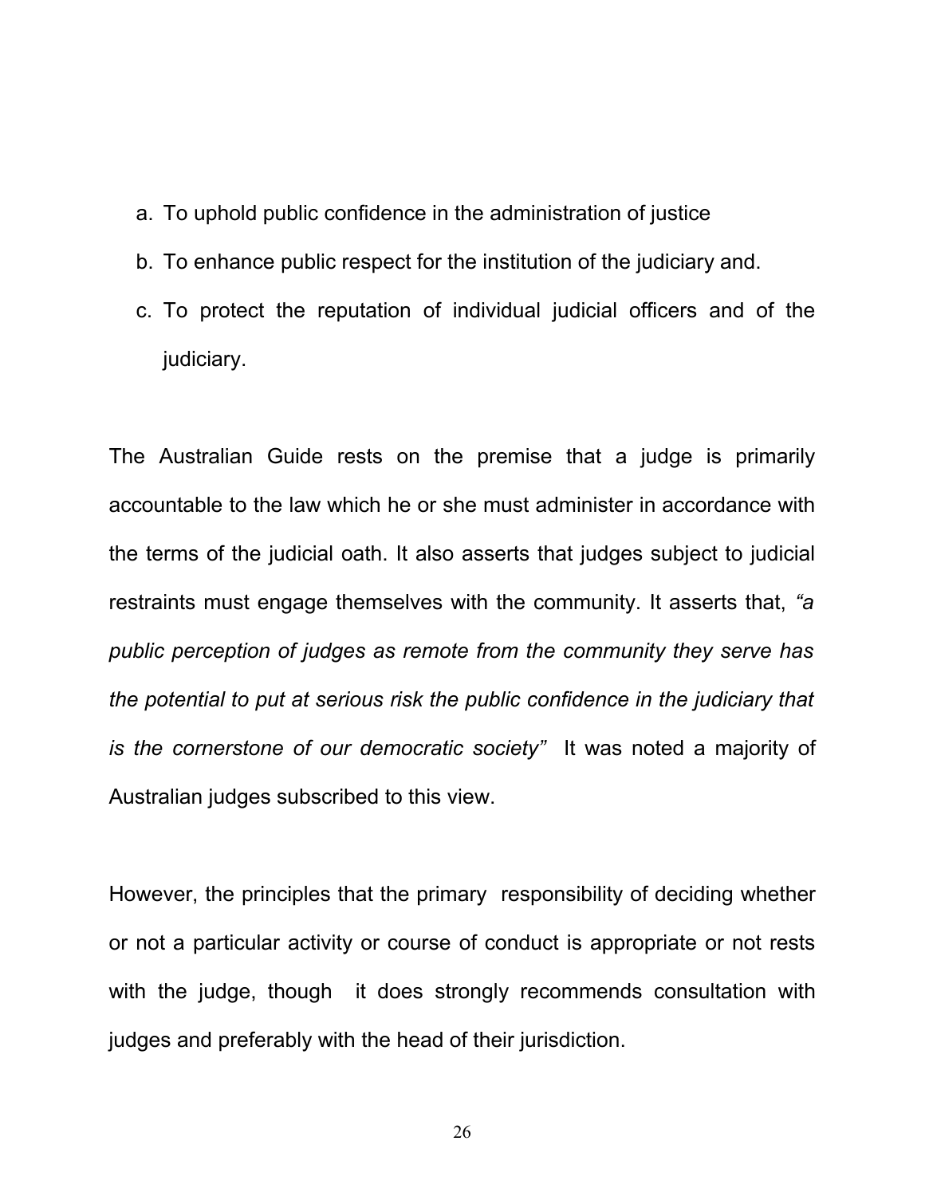a. To uphold public confidence in the administration of justice
b. To enhance public respect for the institution of the judiciary and.
c. To protect the reputation of individual judicial officers and of the judiciary.

The Australian Guide rests on the premise that a judge is primarily accountable to the law which he or she must administer in accordance with the terms of the judicial oath. It also asserts that judges subject to judicial restraints must engage themselves with the community. It asserts that, *"a public perception of judges as remote from the community they serve has the potential to put at serious risk the public confidence in the judiciary that is the cornerstone of our democratic society"* It was noted a majority of Australian judges subscribed to this view.

However, the principles that the primary responsibility of deciding whether or not a particular activity or course of conduct is appropriate or not rests with the judge, though it does strongly recommends consultation with judges and preferably with the head of their jurisdiction.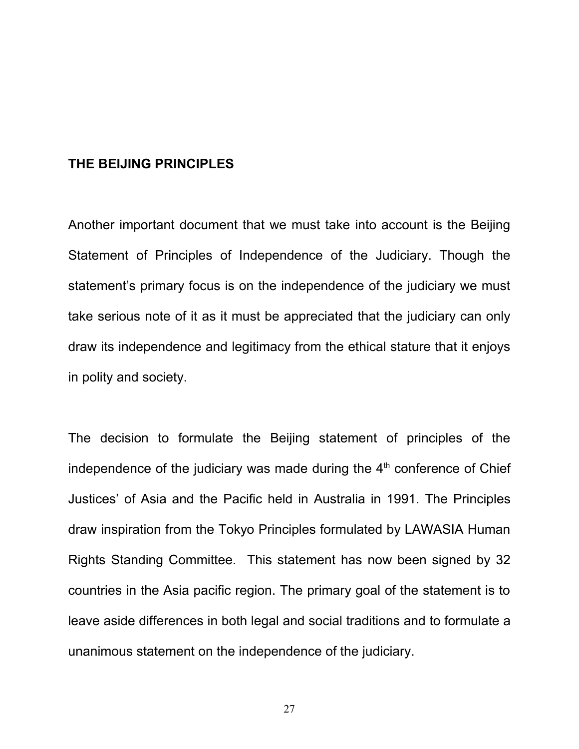## THE BEIJING PRINCIPLES

Another important document that we must take into account is the Beijing Statement of Principles of Independence of the Judiciary. Though the statement's primary focus is on the independence of the judiciary we must take serious note of it as it must be appreciated that the judiciary can only draw its independence and legitimacy from the ethical stature that it enjoys in polity and society.

The decision to formulate the Beijing statement of principles of the independence of the judiciary was made during the 4th conference of Chief Justices' of Asia and the Pacific held in Australia in 1991. The Principles draw inspiration from the Tokyo Principles formulated by LAWASIA Human Rights Standing Committee. This statement has now been signed by 32 countries in the Asia pacific region. The primary goal of the statement is to leave aside differences in both legal and social traditions and to formulate a unanimous statement on the independence of the judiciary.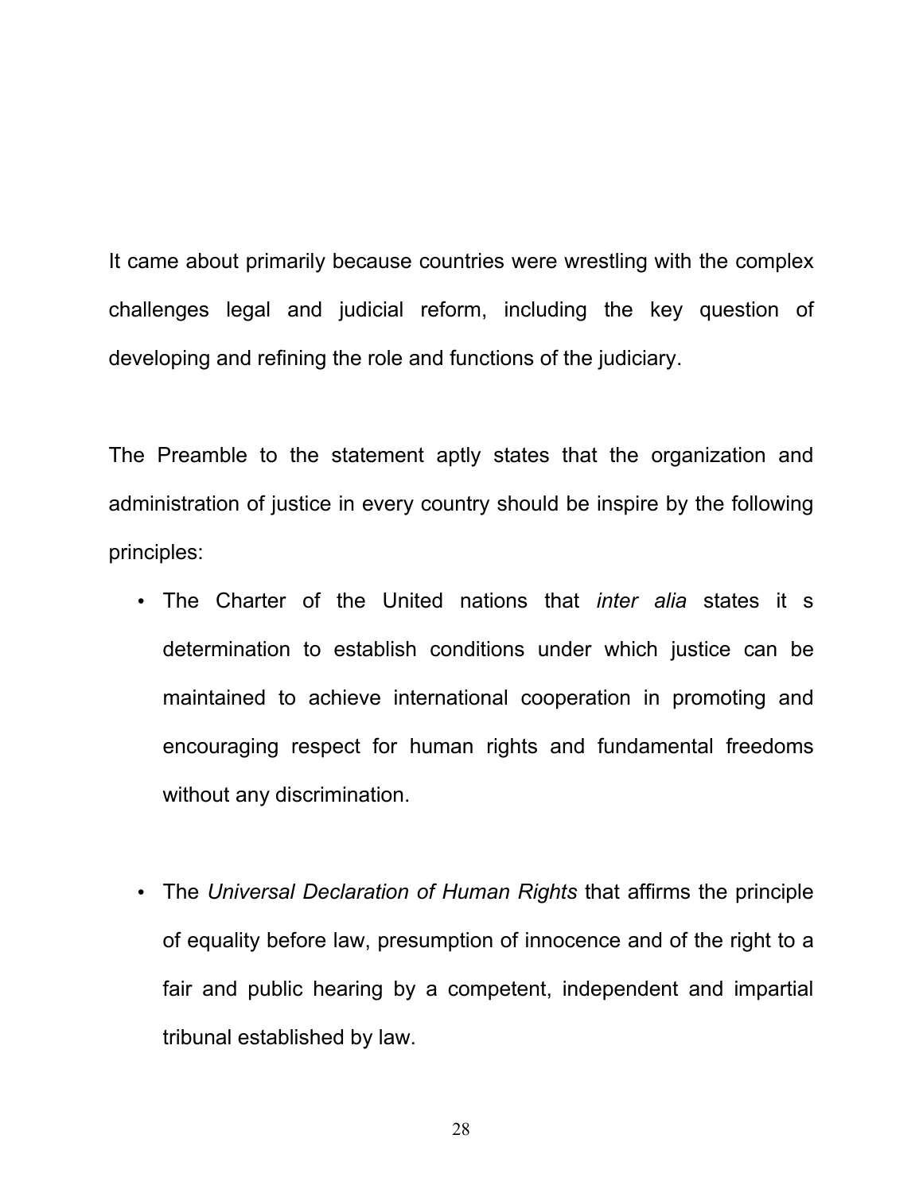It came about primarily because countries were wrestling with the complex challenges legal and judicial reform, including the key question of developing and refining the role and functions of the judiciary.

The Preamble to the statement aptly states that the organization and administration of justice in every country should be inspire by the following principles:

- The Charter of the United nations that *inter alia* states it s determination to establish conditions under which justice can be maintained to achieve international cooperation in promoting and encouraging respect for human rights and fundamental freedoms without any discrimination.

- The *Universal Declaration of Human Rights* that affirms the principle of equality before law, presumption of innocence and of the right to a fair and public hearing by a competent, independent and impartial tribunal established by law.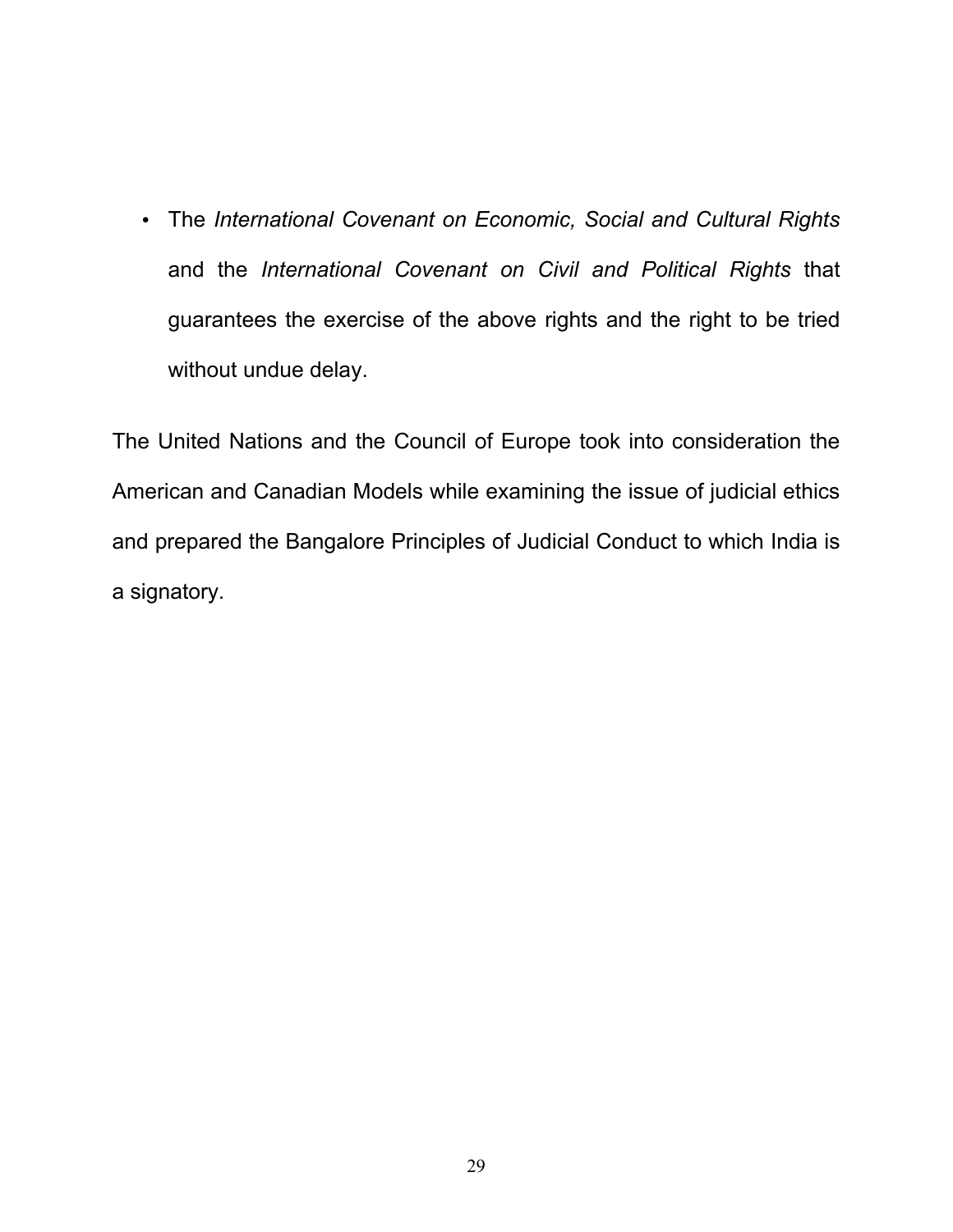- The *International Covenant on Economic, Social and Cultural Rights* and the *International Covenant on Civil and Political Rights* that guarantees the exercise of the above rights and the right to be tried without undue delay.

The United Nations and the Council of Europe took into consideration the American and Canadian Models while examining the issue of judicial ethics and prepared the Bangalore Principles of Judicial Conduct to which India is a signatory.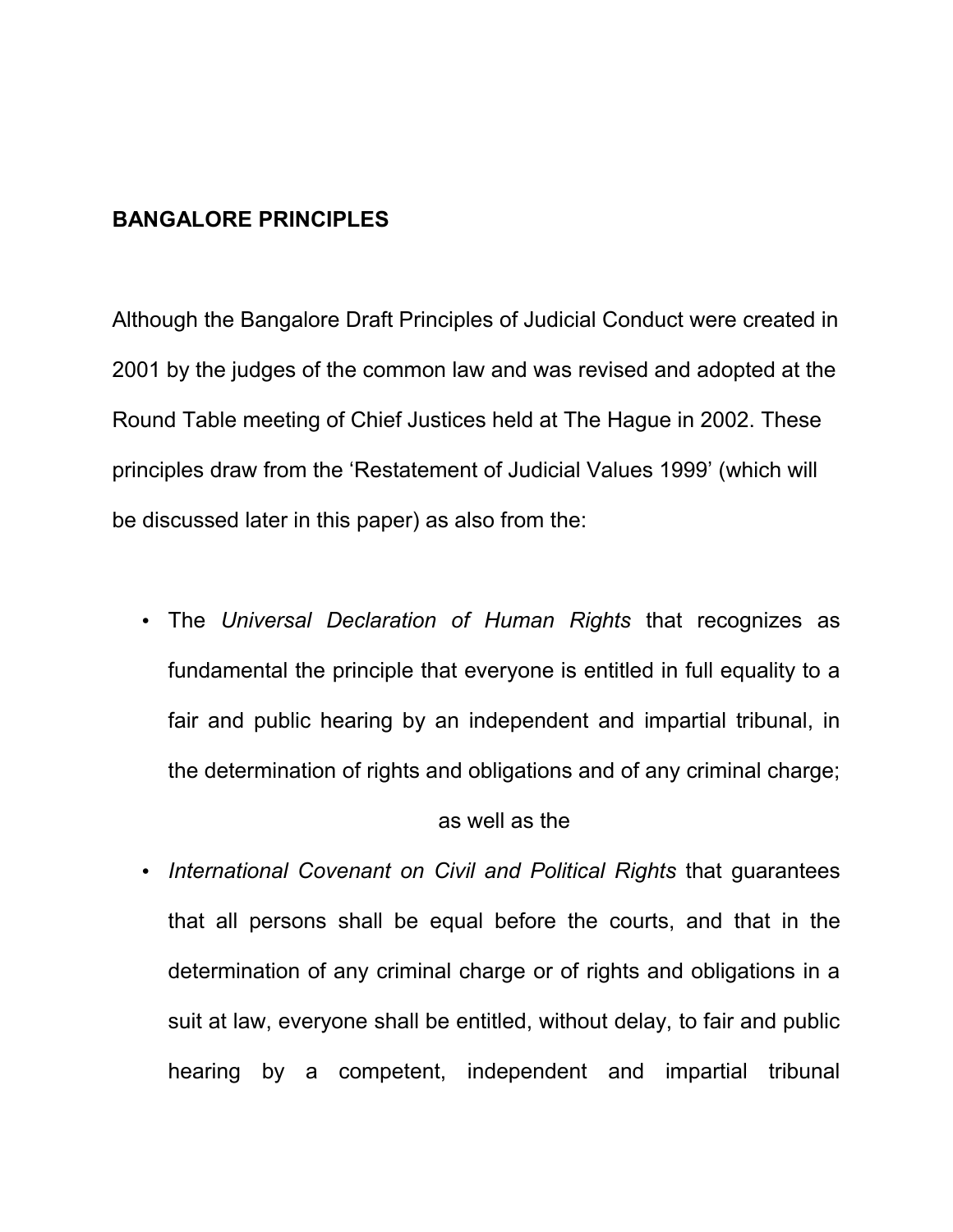## BANGALORE PRINCIPLES

Although the Bangalore Draft Principles of Judicial Conduct were created in 2001 by the judges of the common law and was revised and adopted at the Round Table meeting of Chief Justices held at The Hague in 2002. These principles draw from the 'Restatement of Judicial Values 1999' (which will be discussed later in this paper) as also from the:

- The *Universal Declaration of Human Rights* that recognizes as fundamental the principle that everyone is entitled in full equality to a fair and public hearing by an independent and impartial tribunal, in the determination of rights and obligations and of any criminal charge;

  as well as the

- *International Covenant on Civil and Political Rights* that guarantees that all persons shall be equal before the courts, and that in the determination of any criminal charge or of rights and obligations in a suit at law, everyone shall be entitled, without delay, to fair and public hearing by a competent, independent and impartial tribunal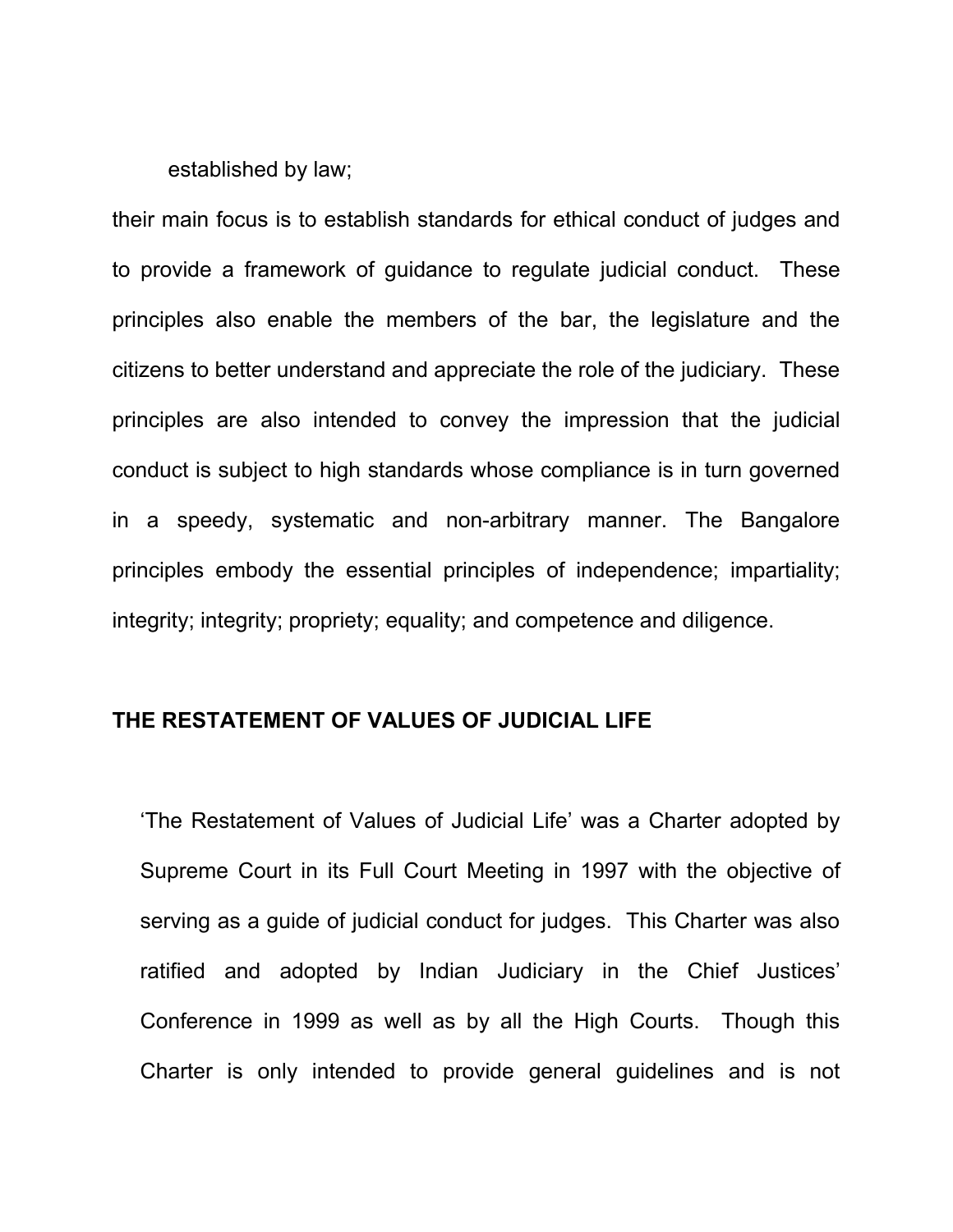established by law;

their main focus is to establish standards for ethical conduct of judges and to provide a framework of guidance to regulate judicial conduct. These principles also enable the members of the bar, the legislature and the citizens to better understand and appreciate the role of the judiciary. These principles are also intended to convey the impression that the judicial conduct is subject to high standards whose compliance is in turn governed in a speedy, systematic and non-arbitrary manner. The Bangalore principles embody the essential principles of independence; impartiality; integrity; integrity; propriety; equality; and competence and diligence.

## THE RESTATEMENT OF VALUES OF JUDICIAL LIFE

'The Restatement of Values of Judicial Life' was a Charter adopted by Supreme Court in its Full Court Meeting in 1997 with the objective of serving as a guide of judicial conduct for judges. This Charter was also ratified and adopted by Indian Judiciary in the Chief Justices' Conference in 1999 as well as by all the High Courts. Though this Charter is only intended to provide general guidelines and is not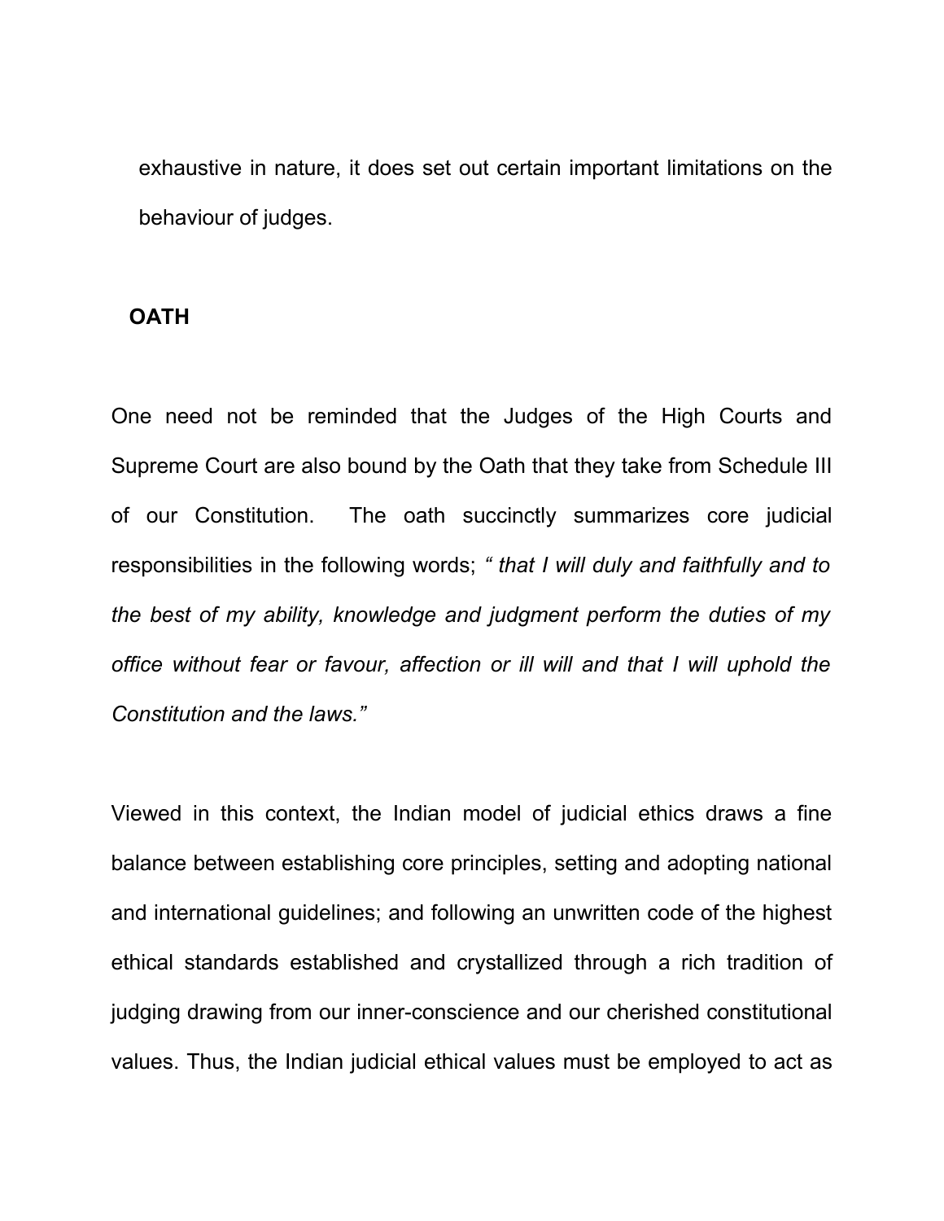exhaustive in nature, it does set out certain important limitations on the behaviour of judges.

## OATH

One need not be reminded that the Judges of the High Courts and Supreme Court are also bound by the Oath that they take from Schedule III of our Constitution. The oath succinctly summarizes core judicial responsibilities in the following words; *" that I will duly and faithfully and to the best of my ability, knowledge and judgment perform the duties of my office without fear or favour, affection or ill will and that I will uphold the Constitution and the laws."*

Viewed in this context, the Indian model of judicial ethics draws a fine balance between establishing core principles, setting and adopting national and international guidelines; and following an unwritten code of the highest ethical standards established and crystallized through a rich tradition of judging drawing from our inner-conscience and our cherished constitutional values. Thus, the Indian judicial ethical values must be employed to act as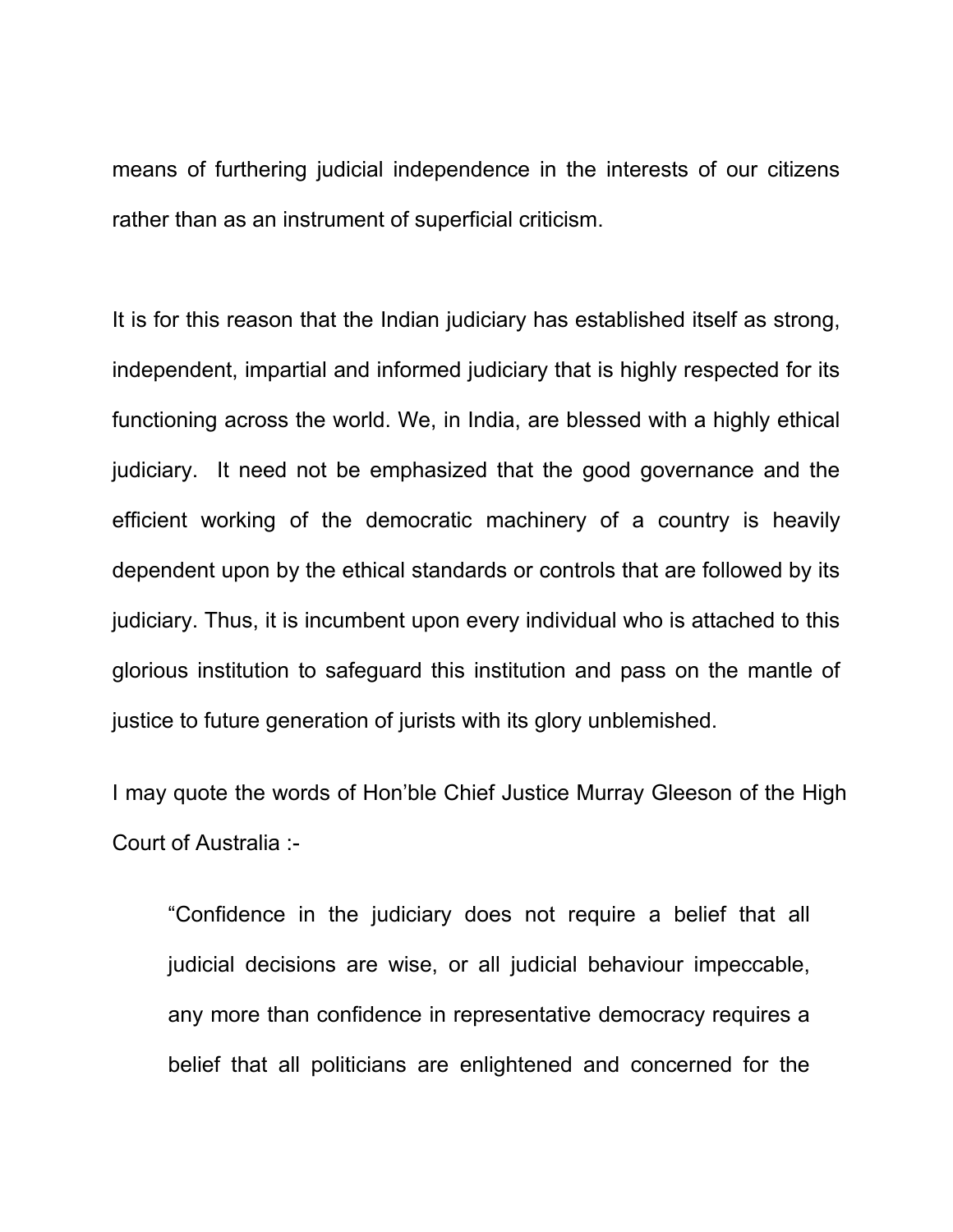means of furthering judicial independence in the interests of our citizens rather than as an instrument of superficial criticism.

It is for this reason that the Indian judiciary has established itself as strong, independent, impartial and informed judiciary that is highly respected for its functioning across the world. We, in India, are blessed with a highly ethical judiciary. It need not be emphasized that the good governance and the efficient working of the democratic machinery of a country is heavily dependent upon by the ethical standards or controls that are followed by its judiciary. Thus, it is incumbent upon every individual who is attached to this glorious institution to safeguard this institution and pass on the mantle of justice to future generation of jurists with its glory unblemished.

I may quote the words of Hon'ble Chief Justice Murray Gleeson of the High Court of Australia :-

> "Confidence in the judiciary does not require a belief that all judicial decisions are wise, or all judicial behaviour impeccable, any more than confidence in representative democracy requires a belief that all politicians are enlightened and concerned for the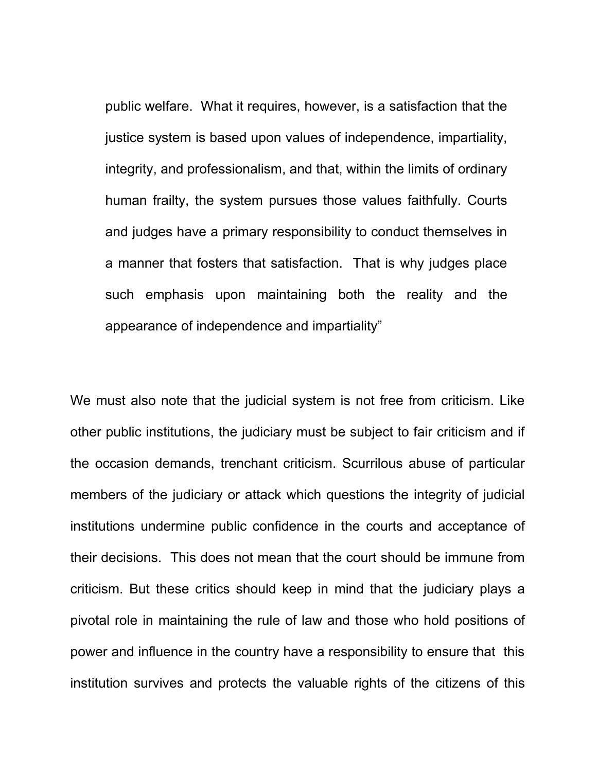> public welfare. What it requires, however, is a satisfaction that the justice system is based upon values of independence, impartiality, integrity, and professionalism, and that, within the limits of ordinary human frailty, the system pursues those values faithfully. Courts and judges have a primary responsibility to conduct themselves in a manner that fosters that satisfaction. That is why judges place such emphasis upon maintaining both the reality and the appearance of independence and impartiality"

We must also note that the judicial system is not free from criticism. Like other public institutions, the judiciary must be subject to fair criticism and if the occasion demands, trenchant criticism. Scurrilous abuse of particular members of the judiciary or attack which questions the integrity of judicial institutions undermine public confidence in the courts and acceptance of their decisions. This does not mean that the court should be immune from criticism. But these critics should keep in mind that the judiciary plays a pivotal role in maintaining the rule of law and those who hold positions of power and influence in the country have a responsibility to ensure that this institution survives and protects the valuable rights of the citizens of this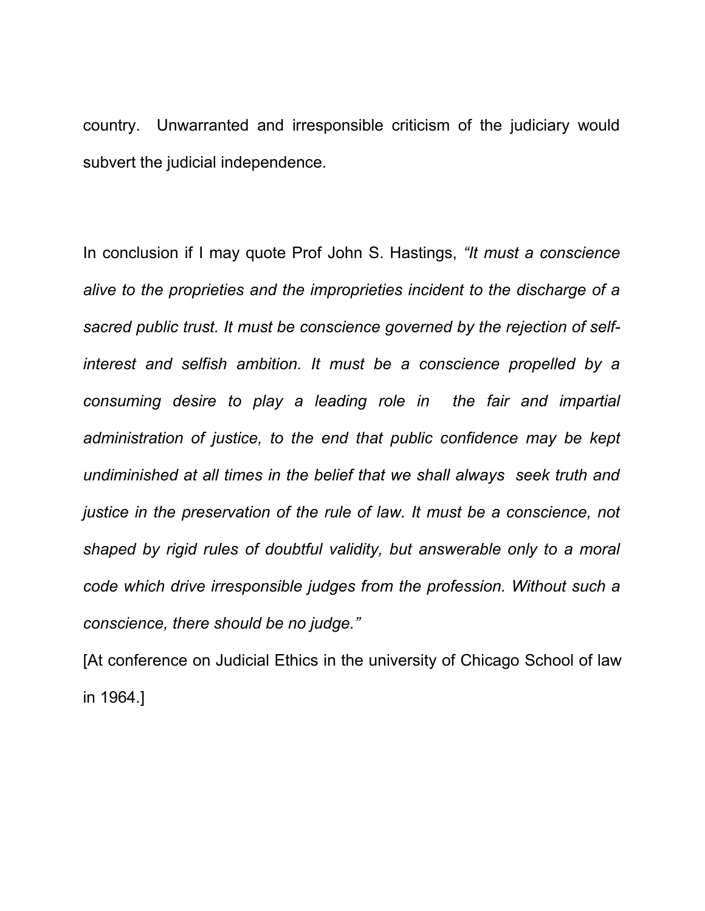country. Unwarranted and irresponsible criticism of the judiciary would subvert the judicial independence.

In conclusion if I may quote Prof John S. Hastings, *"It must a conscience alive to the proprieties and the improprieties incident to the discharge of a sacred public trust. It must be conscience governed by the rejection of self-interest and selfish ambition. It must be a conscience propelled by a consuming desire to play a leading role in the fair and impartial administration of justice, to the end that public confidence may be kept undiminished at all times in the belief that we shall always seek truth and justice in the preservation of the rule of law. It must be a conscience, not shaped by rigid rules of doubtful validity, but answerable only to a moral code which drive irresponsible judges from the profession. Without such a conscience, there should be no judge."*

[At conference on Judicial Ethics in the university of Chicago School of law in 1964.]